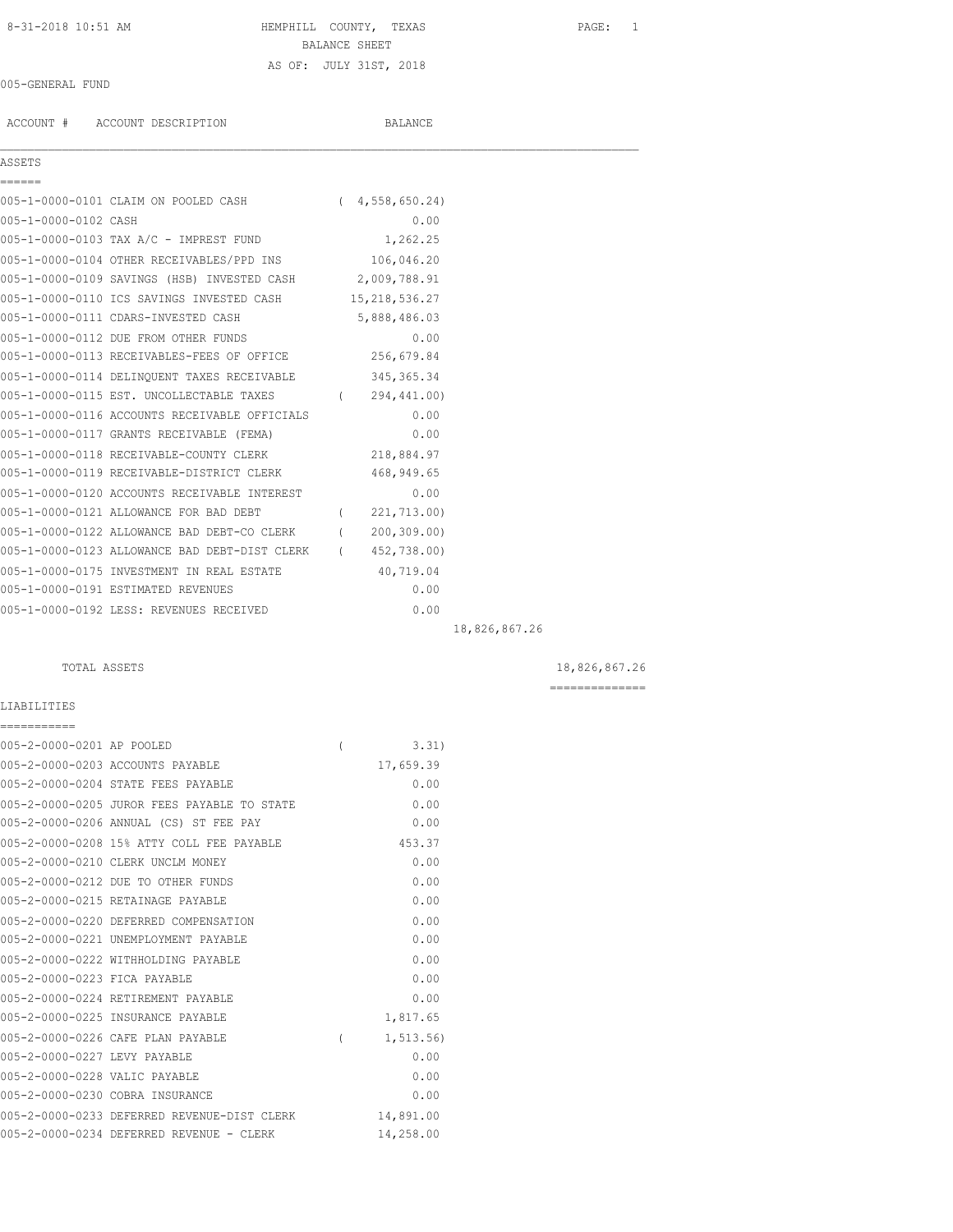HEMPHILL COUNTY, TEXAS
BALANCE SHEET
AS OF: JULY 31ST, 2018

8-31-2018 10:51 AM

005-GENERAL FUND

| ACCOUNT # | ACCOUNT DESCRIPTION | BALANCE | | |
|---|---|---|---|---|
| **ASSETS** | | | | |
| 005-1-0000-0101 | CLAIM ON POOLED CASH | ( 4,558,650.24) | | |
| 005-1-0000-0102 | CASH | 0.00 | | |
| 005-1-0000-0103 | TAX A/C - IMPREST FUND | 1,262.25 | | |
| 005-1-0000-0104 | OTHER RECEIVABLES/PPD INS | 106,046.20 | | |
| 005-1-0000-0109 | SAVINGS (HSB) INVESTED CASH | 2,009,788.91 | | |
| 005-1-0000-0110 | ICS SAVINGS INVESTED CASH | 15,218,536.27 | | |
| 005-1-0000-0111 | CDARS-INVESTED CASH | 5,888,486.03 | | |
| 005-1-0000-0112 | DUE FROM OTHER FUNDS | 0.00 | | |
| 005-1-0000-0113 | RECEIVABLES-FEES OF OFFICE | 256,679.84 | | |
| 005-1-0000-0114 | DELINQUENT TAXES RECEIVABLE | 345,365.34 | | |
| 005-1-0000-0115 | EST. UNCOLLECTABLE TAXES | ( 294,441.00) | | |
| 005-1-0000-0116 | ACCOUNTS RECEIVABLE OFFICIALS | 0.00 | | |
| 005-1-0000-0117 | GRANTS RECEIVABLE (FEMA) | 0.00 | | |
| 005-1-0000-0118 | RECEIVABLE-COUNTY CLERK | 218,884.97 | | |
| 005-1-0000-0119 | RECEIVABLE-DISTRICT CLERK | 468,949.65 | | |
| 005-1-0000-0120 | ACCOUNTS RECEIVABLE INTEREST | 0.00 | | |
| 005-1-0000-0121 | ALLOWANCE FOR BAD DEBT | ( 221,713.00) | | |
| 005-1-0000-0122 | ALLOWANCE BAD DEBT-CO CLERK | ( 200,309.00) | | |
| 005-1-0000-0123 | ALLOWANCE BAD DEBT-DIST CLERK | ( 452,738.00) | | |
| 005-1-0000-0175 | INVESTMENT IN REAL ESTATE | 40,719.04 | | |
| 005-1-0000-0191 | ESTIMATED REVENUES | 0.00 | | |
| 005-1-0000-0192 | LESS: REVENUES RECEIVED | 0.00 | | |
| | | | 18,826,867.26 | |
| | TOTAL ASSETS | | | 18,826,867.26 |
| **LIABILITIES** | | | | |
| 005-2-0000-0201 | AP POOLED | ( 3.31) | | |
| 005-2-0000-0203 | ACCOUNTS PAYABLE | 17,659.39 | | |
| 005-2-0000-0204 | STATE FEES PAYABLE | 0.00 | | |
| 005-2-0000-0205 | JUROR FEES PAYABLE TO STATE | 0.00 | | |
| 005-2-0000-0206 | ANNUAL (CS) ST FEE PAY | 0.00 | | |
| 005-2-0000-0208 | 15% ATTY COLL FEE PAYABLE | 453.37 | | |
| 005-2-0000-0210 | CLERK UNCLM MONEY | 0.00 | | |
| 005-2-0000-0212 | DUE TO OTHER FUNDS | 0.00 | | |
| 005-2-0000-0215 | RETAINAGE PAYABLE | 0.00 | | |
| 005-2-0000-0220 | DEFERRED COMPENSATION | 0.00 | | |
| 005-2-0000-0221 | UNEMPLOYMENT PAYABLE | 0.00 | | |
| 005-2-0000-0222 | WITHHOLDING PAYABLE | 0.00 | | |
| 005-2-0000-0223 | FICA PAYABLE | 0.00 | | |
| 005-2-0000-0224 | RETIREMENT PAYABLE | 0.00 | | |
| 005-2-0000-0225 | INSURANCE PAYABLE | 1,817.65 | | |
| 005-2-0000-0226 | CAFE PLAN PAYABLE | ( 1,513.56) | | |
| 005-2-0000-0227 | LEVY PAYABLE | 0.00 | | |
| 005-2-0000-0228 | VALIC PAYABLE | 0.00 | | |
| 005-2-0000-0230 | COBRA INSURANCE | 0.00 | | |
| 005-2-0000-0233 | DEFERRED REVENUE-DIST CLERK | 14,891.00 | | |
| 005-2-0000-0234 | DEFERRED REVENUE - CLERK | 14,258.00 | | |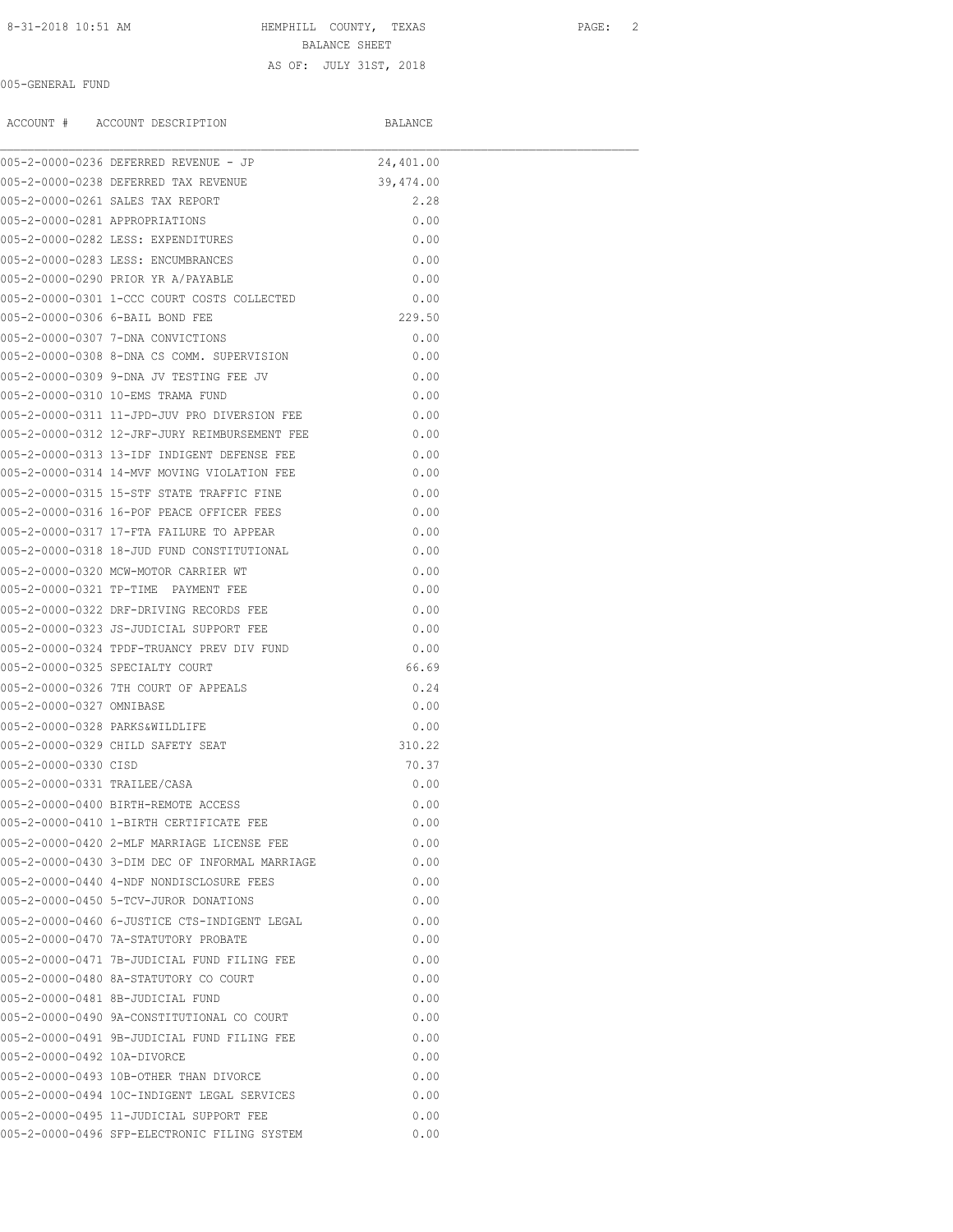HEMPHILL COUNTY, TEXAS

BALANCE SHEET

AS OF: JULY 31ST, 2018

005-GENERAL FUND

| ACCOUNT # | ACCOUNT DESCRIPTION | BALANCE |
|---|---|---|
| 005-2-0000-0236 | DEFERRED REVENUE - JP | 24,401.00 |
| 005-2-0000-0238 | DEFERRED TAX REVENUE | 39,474.00 |
| 005-2-0000-0261 | SALES TAX REPORT | 2.28 |
| 005-2-0000-0281 | APPROPRIATIONS | 0.00 |
| 005-2-0000-0282 | LESS: EXPENDITURES | 0.00 |
| 005-2-0000-0283 | LESS: ENCUMBRANCES | 0.00 |
| 005-2-0000-0290 | PRIOR YR A/PAYABLE | 0.00 |
| 005-2-0000-0301 | 1-CCC COURT COSTS COLLECTED | 0.00 |
| 005-2-0000-0306 | 6-BAIL BOND FEE | 229.50 |
| 005-2-0000-0307 | 7-DNA CONVICTIONS | 0.00 |
| 005-2-0000-0308 | 8-DNA CS COMM. SUPERVISION | 0.00 |
| 005-2-0000-0309 | 9-DNA JV TESTING FEE JV | 0.00 |
| 005-2-0000-0310 | 10-EMS TRAMA FUND | 0.00 |
| 005-2-0000-0311 | 11-JPD-JUV PRO DIVERSION FEE | 0.00 |
| 005-2-0000-0312 | 12-JRF-JURY REIMBURSEMENT FEE | 0.00 |
| 005-2-0000-0313 | 13-IDF INDIGENT DEFENSE FEE | 0.00 |
| 005-2-0000-0314 | 14-MVF MOVING VIOLATION FEE | 0.00 |
| 005-2-0000-0315 | 15-STF STATE TRAFFIC FINE | 0.00 |
| 005-2-0000-0316 | 16-POF PEACE OFFICER FEES | 0.00 |
| 005-2-0000-0317 | 17-FTA FAILURE TO APPEAR | 0.00 |
| 005-2-0000-0318 | 18-JUD FUND CONSTITUTIONAL | 0.00 |
| 005-2-0000-0320 | MCW-MOTOR CARRIER WT | 0.00 |
| 005-2-0000-0321 | TP-TIME PAYMENT FEE | 0.00 |
| 005-2-0000-0322 | DRF-DRIVING RECORDS FEE | 0.00 |
| 005-2-0000-0323 | JS-JUDICIAL SUPPORT FEE | 0.00 |
| 005-2-0000-0324 | TPDF-TRUANCY PREV DIV FUND | 0.00 |
| 005-2-0000-0325 | SPECIALTY COURT | 66.69 |
| 005-2-0000-0326 | 7TH COURT OF APPEALS | 0.24 |
| 005-2-0000-0327 | OMNIBASE | 0.00 |
| 005-2-0000-0328 | PARKS&WILDLIFE | 0.00 |
| 005-2-0000-0329 | CHILD SAFETY SEAT | 310.22 |
| 005-2-0000-0330 | CISD | 70.37 |
| 005-2-0000-0331 | TRAILEE/CASA | 0.00 |
| 005-2-0000-0400 | BIRTH-REMOTE ACCESS | 0.00 |
| 005-2-0000-0410 | 1-BIRTH CERTIFICATE FEE | 0.00 |
| 005-2-0000-0420 | 2-MLF MARRIAGE LICENSE FEE | 0.00 |
| 005-2-0000-0430 | 3-DIM DEC OF INFORMAL MARRIAGE | 0.00 |
| 005-2-0000-0440 | 4-NDF NONDISCLOSURE FEES | 0.00 |
| 005-2-0000-0450 | 5-TCV-JUROR DONATIONS | 0.00 |
| 005-2-0000-0460 | 6-JUSTICE CTS-INDIGENT LEGAL | 0.00 |
| 005-2-0000-0470 | 7A-STATUTORY PROBATE | 0.00 |
| 005-2-0000-0471 | 7B-JUDICIAL FUND FILING FEE | 0.00 |
| 005-2-0000-0480 | 8A-STATUTORY CO COURT | 0.00 |
| 005-2-0000-0481 | 8B-JUDICIAL FUND | 0.00 |
| 005-2-0000-0490 | 9A-CONSTITUTIONAL CO COURT | 0.00 |
| 005-2-0000-0491 | 9B-JUDICIAL FUND FILING FEE | 0.00 |
| 005-2-0000-0492 | 10A-DIVORCE | 0.00 |
| 005-2-0000-0493 | 10B-OTHER THAN DIVORCE | 0.00 |
| 005-2-0000-0494 | 10C-INDIGENT LEGAL SERVICES | 0.00 |
| 005-2-0000-0495 | 11-JUDICIAL SUPPORT FEE | 0.00 |
| 005-2-0000-0496 | SFP-ELECTRONIC FILING SYSTEM | 0.00 |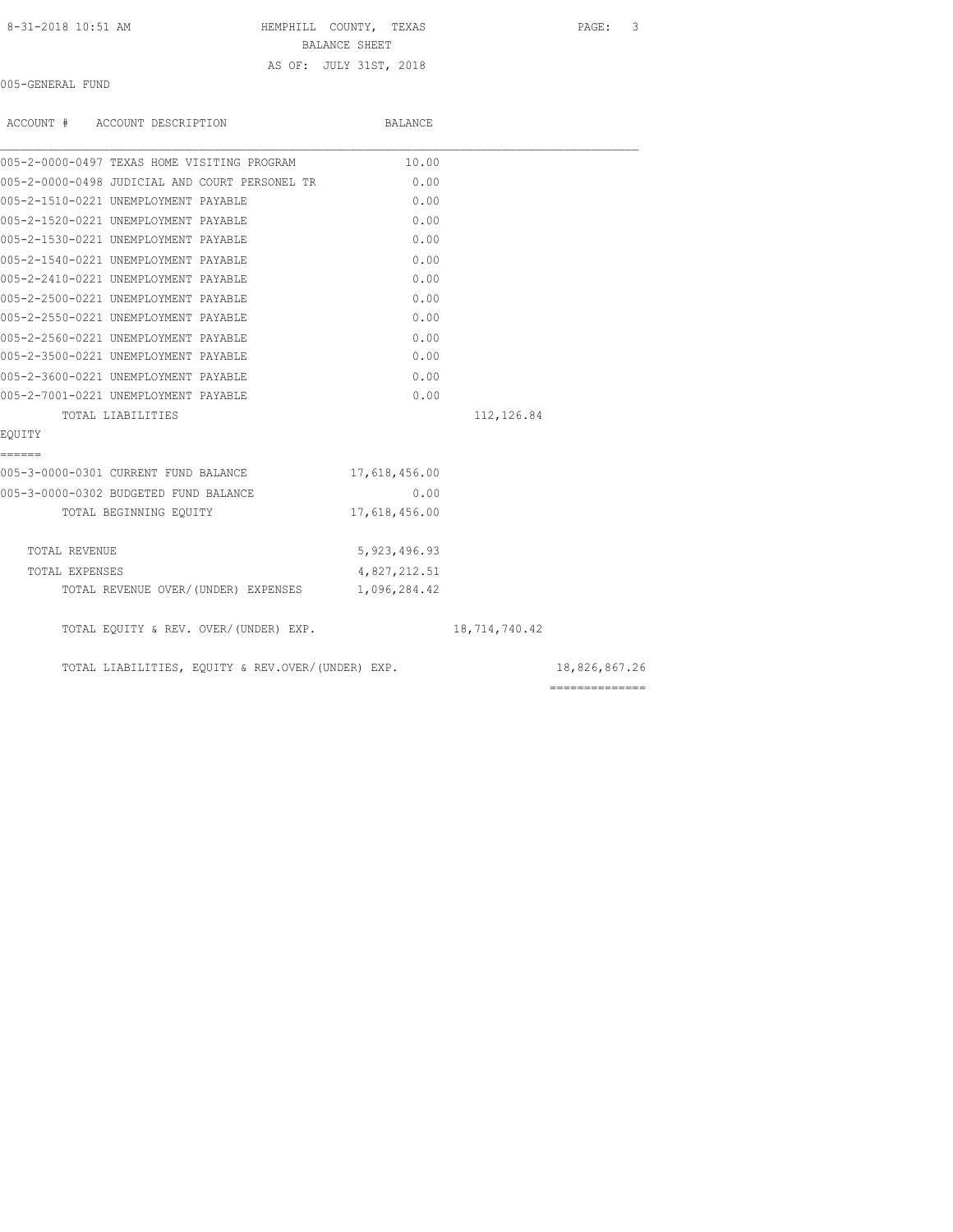HEMPHILL COUNTY, TEXAS
BALANCE SHEET
AS OF: JULY 31ST, 2018

005-GENERAL FUND

| ACCOUNT # | ACCOUNT DESCRIPTION | BALANCE | | |
|---|---|---|---|---|
| 005-2-0000-0497 | TEXAS HOME VISITING PROGRAM | 10.00 | | |
| 005-2-0000-0498 | JUDICIAL AND COURT PERSONEL TR | 0.00 | | |
| 005-2-1510-0221 | UNEMPLOYMENT PAYABLE | 0.00 | | |
| 005-2-1520-0221 | UNEMPLOYMENT PAYABLE | 0.00 | | |
| 005-2-1530-0221 | UNEMPLOYMENT PAYABLE | 0.00 | | |
| 005-2-1540-0221 | UNEMPLOYMENT PAYABLE | 0.00 | | |
| 005-2-2410-0221 | UNEMPLOYMENT PAYABLE | 0.00 | | |
| 005-2-2500-0221 | UNEMPLOYMENT PAYABLE | 0.00 | | |
| 005-2-2550-0221 | UNEMPLOYMENT PAYABLE | 0.00 | | |
| 005-2-2560-0221 | UNEMPLOYMENT PAYABLE | 0.00 | | |
| 005-2-3500-0221 | UNEMPLOYMENT PAYABLE | 0.00 | | |
| 005-2-3600-0221 | UNEMPLOYMENT PAYABLE | 0.00 | | |
| 005-2-7001-0221 | UNEMPLOYMENT PAYABLE | 0.00 | | |
| | TOTAL LIABILITIES | | 112,126.84 | |
| EQUITY | | | | |
| 005-3-0000-0301 | CURRENT FUND BALANCE | 17,618,456.00 | | |
| 005-3-0000-0302 | BUDGETED FUND BALANCE | 0.00 | | |
| | TOTAL BEGINNING EQUITY | 17,618,456.00 | | |
| | TOTAL REVENUE | 5,923,496.93 | | |
| | TOTAL EXPENSES | 4,827,212.51 | | |
| | TOTAL REVENUE OVER/(UNDER) EXPENSES | 1,096,284.42 | | |
| | TOTAL EQUITY & REV. OVER/(UNDER) EXP. | | 18,714,740.42 | |
| | TOTAL LIABILITIES, EQUITY & REV.OVER/(UNDER) EXP. | | | 18,826,867.26 |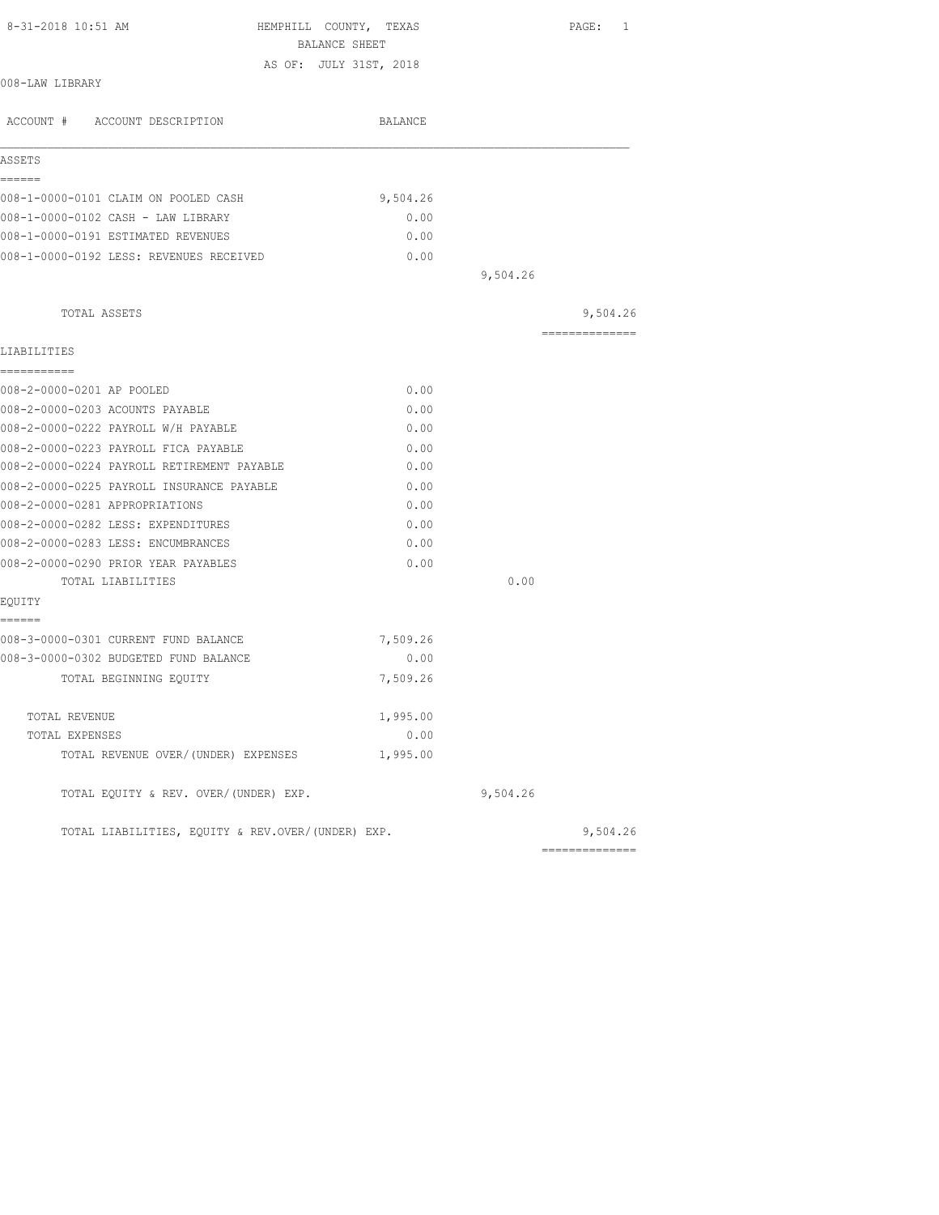HEMPHILL COUNTY, TEXAS

BALANCE SHEET

AS OF: JULY 31ST, 2018

008-LAW LIBRARY

| ACCOUNT # ACCOUNT DESCRIPTION | BALANCE | | |
|---|---|---|---|
| **ASSETS** | | | |
| 008-1-0000-0101 CLAIM ON POOLED CASH | 9,504.26 | | |
| 008-1-0000-0102 CASH - LAW LIBRARY | 0.00 | | |
| 008-1-0000-0191 ESTIMATED REVENUES | 0.00 | | |
| 008-1-0000-0192 LESS: REVENUES RECEIVED | 0.00 | | |
| | | 9,504.26 | |
| TOTAL ASSETS | | | 9,504.26 |
| **LIABILITIES** | | | |
| 008-2-0000-0201 AP POOLED | 0.00 | | |
| 008-2-0000-0203 ACOUNTS PAYABLE | 0.00 | | |
| 008-2-0000-0222 PAYROLL W/H PAYABLE | 0.00 | | |
| 008-2-0000-0223 PAYROLL FICA PAYABLE | 0.00 | | |
| 008-2-0000-0224 PAYROLL RETIREMENT PAYABLE | 0.00 | | |
| 008-2-0000-0225 PAYROLL INSURANCE PAYABLE | 0.00 | | |
| 008-2-0000-0281 APPROPRIATIONS | 0.00 | | |
| 008-2-0000-0282 LESS: EXPENDITURES | 0.00 | | |
| 008-2-0000-0283 LESS: ENCUMBRANCES | 0.00 | | |
| 008-2-0000-0290 PRIOR YEAR PAYABLES | 0.00 | | |
| TOTAL LIABILITIES | | 0.00 | |
| **EQUITY** | | | |
| 008-3-0000-0301 CURRENT FUND BALANCE | 7,509.26 | | |
| 008-3-0000-0302 BUDGETED FUND BALANCE | 0.00 | | |
| TOTAL BEGINNING EQUITY | 7,509.26 | | |
| TOTAL REVENUE | 1,995.00 | | |
| TOTAL EXPENSES | 0.00 | | |
| TOTAL REVENUE OVER/(UNDER) EXPENSES | 1,995.00 | | |
| TOTAL EQUITY & REV. OVER/(UNDER) EXP. | | 9,504.26 | |
| TOTAL LIABILITIES, EQUITY & REV.OVER/(UNDER) EXP. | | | 9,504.26 |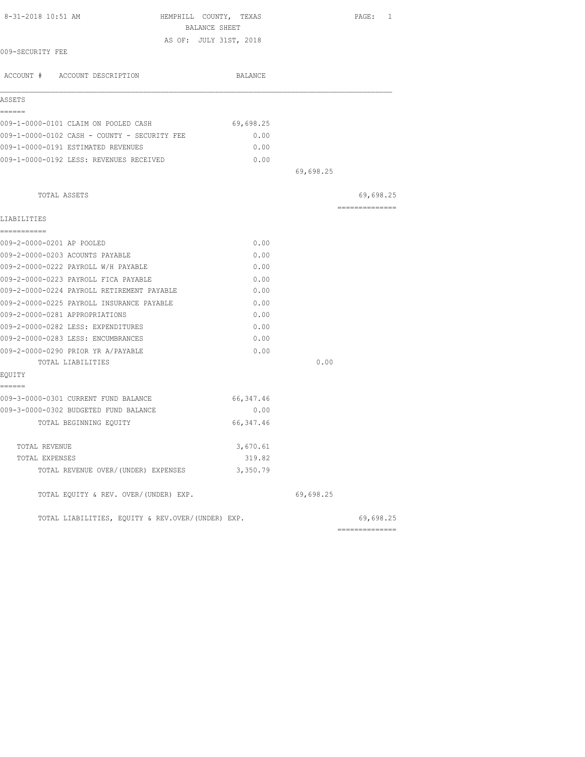8-31-2018 10:51 AM

# HEMPHILL COUNTY, TEXAS
## BALANCE SHEET
### AS OF: JULY 31ST, 2018

009-SECURITY FEE

| ACCOUNT # ACCOUNT DESCRIPTION | BALANCE | | |
|---|---|---|---|
| **ASSETS** | | | |
| 009-1-0000-0101 CLAIM ON POOLED CASH | 69,698.25 | | |
| 009-1-0000-0102 CASH - COUNTY - SECURITY FEE | 0.00 | | |
| 009-1-0000-0191 ESTIMATED REVENUES | 0.00 | | |
| 009-1-0000-0192 LESS: REVENUES RECEIVED | 0.00 | | |
| | | 69,698.25 | |
| TOTAL ASSETS | | | 69,698.25 |
| **LIABILITIES** | | | |
| 009-2-0000-0201 AP POOLED | 0.00 | | |
| 009-2-0000-0203 ACOUNTS PAYABLE | 0.00 | | |
| 009-2-0000-0222 PAYROLL W/H PAYABLE | 0.00 | | |
| 009-2-0000-0223 PAYROLL FICA PAYABLE | 0.00 | | |
| 009-2-0000-0224 PAYROLL RETIREMENT PAYABLE | 0.00 | | |
| 009-2-0000-0225 PAYROLL INSURANCE PAYABLE | 0.00 | | |
| 009-2-0000-0281 APPROPRIATIONS | 0.00 | | |
| 009-2-0000-0282 LESS: EXPENDITURES | 0.00 | | |
| 009-2-0000-0283 LESS: ENCUMBRANCES | 0.00 | | |
| 009-2-0000-0290 PRIOR YR A/PAYABLE | 0.00 | | |
| TOTAL LIABILITIES | | 0.00 | |
| **EQUITY** | | | |
| 009-3-0000-0301 CURRENT FUND BALANCE | 66,347.46 | | |
| 009-3-0000-0302 BUDGETED FUND BALANCE | 0.00 | | |
| TOTAL BEGINNING EQUITY | 66,347.46 | | |
| TOTAL REVENUE | 3,670.61 | | |
| TOTAL EXPENSES | 319.82 | | |
| TOTAL REVENUE OVER/(UNDER) EXPENSES | 3,350.79 | | |
| TOTAL EQUITY & REV. OVER/(UNDER) EXP. | | 69,698.25 | |
| TOTAL LIABILITIES, EQUITY & REV.OVER/(UNDER) EXP. | | | 69,698.25 |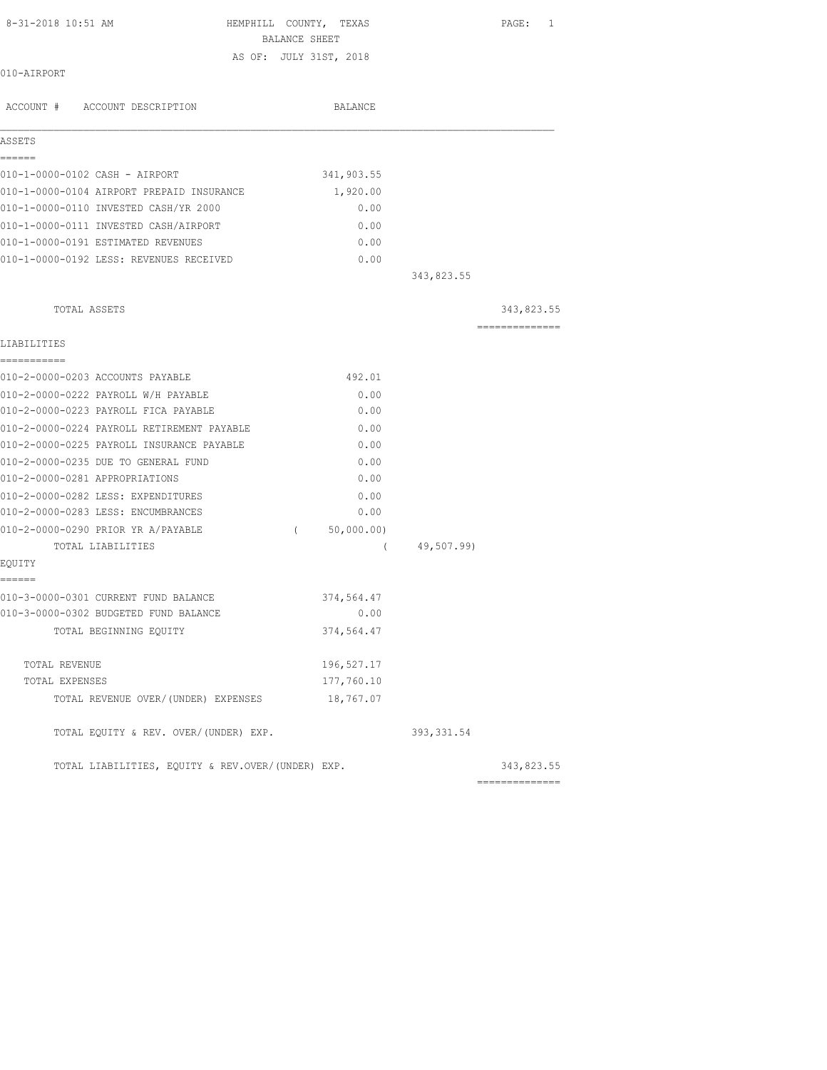8-31-2018 10:51 AM

# HEMPHILL COUNTY, TEXAS

## BALANCE SHEET

AS OF: JULY 31ST, 2018

010-AIRPORT

| ACCOUNT # ACCOUNT DESCRIPTION | BALANCE | | |
|---|---|---|---|
| **ASSETS** | | | |
| 010-1-0000-0102 CASH - AIRPORT | 341,903.55 | | |
| 010-1-0000-0104 AIRPORT PREPAID INSURANCE | 1,920.00 | | |
| 010-1-0000-0110 INVESTED CASH/YR 2000 | 0.00 | | |
| 010-1-0000-0111 INVESTED CASH/AIRPORT | 0.00 | | |
| 010-1-0000-0191 ESTIMATED REVENUES | 0.00 | | |
| 010-1-0000-0192 LESS: REVENUES RECEIVED | 0.00 | | |
| | | 343,823.55 | |
| TOTAL ASSETS | | | 343,823.55 |
| **LIABILITIES** | | | |
| 010-2-0000-0203 ACCOUNTS PAYABLE | 492.01 | | |
| 010-2-0000-0222 PAYROLL W/H PAYABLE | 0.00 | | |
| 010-2-0000-0223 PAYROLL FICA PAYABLE | 0.00 | | |
| 010-2-0000-0224 PAYROLL RETIREMENT PAYABLE | 0.00 | | |
| 010-2-0000-0225 PAYROLL INSURANCE PAYABLE | 0.00 | | |
| 010-2-0000-0235 DUE TO GENERAL FUND | 0.00 | | |
| 010-2-0000-0281 APPROPRIATIONS | 0.00 | | |
| 010-2-0000-0282 LESS: EXPENDITURES | 0.00 | | |
| 010-2-0000-0283 LESS: ENCUMBRANCES | 0.00 | | |
| 010-2-0000-0290 PRIOR YR A/PAYABLE | ( 50,000.00) | | |
| TOTAL LIABILITIES | | ( 49,507.99) | |
| **EQUITY** | | | |
| 010-3-0000-0301 CURRENT FUND BALANCE | 374,564.47 | | |
| 010-3-0000-0302 BUDGETED FUND BALANCE | 0.00 | | |
| TOTAL BEGINNING EQUITY | 374,564.47 | | |
| TOTAL REVENUE | 196,527.17 | | |
| TOTAL EXPENSES | 177,760.10 | | |
| TOTAL REVENUE OVER/(UNDER) EXPENSES | 18,767.07 | | |
| TOTAL EQUITY & REV. OVER/(UNDER) EXP. | | 393,331.54 | |
| TOTAL LIABILITIES, EQUITY & REV.OVER/(UNDER) EXP. | | | 343,823.55 |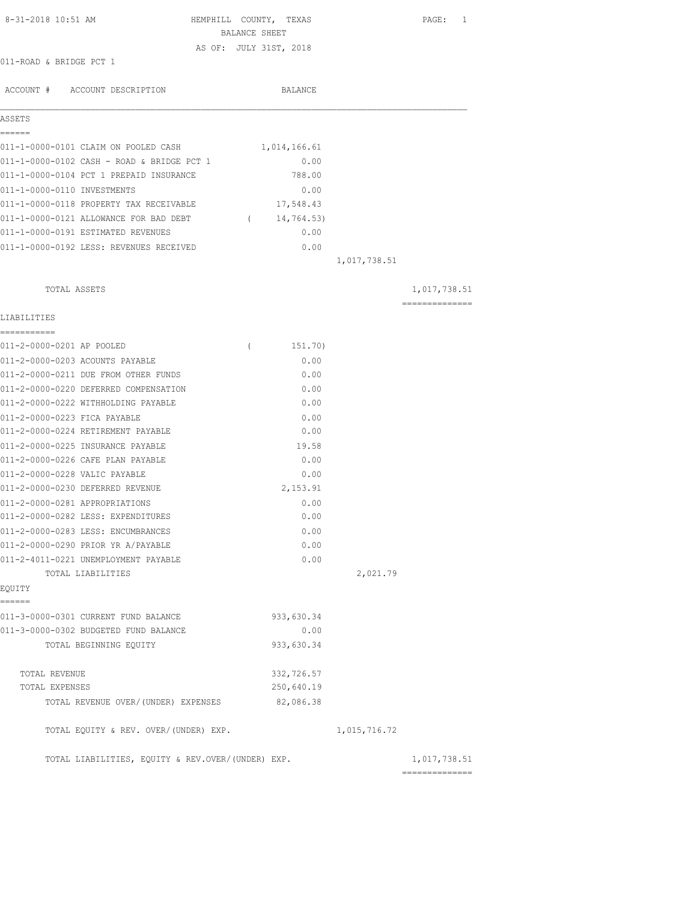8-31-2018 10:51 AM

# HEMPHILL COUNTY, TEXAS

## BALANCE SHEET

AS OF: JULY 31ST, 2018

011-ROAD & BRIDGE PCT 1

| ACCOUNT # | ACCOUNT DESCRIPTION | BALANCE | | |
|---|---|---|---|---|
| **ASSETS** | | | | |
| 011-1-0000-0101 | CLAIM ON POOLED CASH | 1,014,166.61 | | |
| 011-1-0000-0102 | CASH - ROAD & BRIDGE PCT 1 | 0.00 | | |
| 011-1-0000-0104 | PCT 1 PREPAID INSURANCE | 788.00 | | |
| 011-1-0000-0110 | INVESTMENTS | 0.00 | | |
| 011-1-0000-0118 | PROPERTY TAX RECEIVABLE | 17,548.43 | | |
| 011-1-0000-0121 | ALLOWANCE FOR BAD DEBT | ( 14,764.53) | | |
| 011-1-0000-0191 | ESTIMATED REVENUES | 0.00 | | |
| 011-1-0000-0192 | LESS: REVENUES RECEIVED | 0.00 | | |
| | | | 1,017,738.51 | |
| | TOTAL ASSETS | | | 1,017,738.51 |
| **LIABILITIES** | | | | |
| 011-2-0000-0201 | AP POOLED | ( 151.70) | | |
| 011-2-0000-0203 | ACOUNTS PAYABLE | 0.00 | | |
| 011-2-0000-0211 | DUE FROM OTHER FUNDS | 0.00 | | |
| 011-2-0000-0220 | DEFERRED COMPENSATION | 0.00 | | |
| 011-2-0000-0222 | WITHHOLDING PAYABLE | 0.00 | | |
| 011-2-0000-0223 | FICA PAYABLE | 0.00 | | |
| 011-2-0000-0224 | RETIREMENT PAYABLE | 0.00 | | |
| 011-2-0000-0225 | INSURANCE PAYABLE | 19.58 | | |
| 011-2-0000-0226 | CAFE PLAN PAYABLE | 0.00 | | |
| 011-2-0000-0228 | VALIC PAYABLE | 0.00 | | |
| 011-2-0000-0230 | DEFERRED REVENUE | 2,153.91 | | |
| 011-2-0000-0281 | APPROPRIATIONS | 0.00 | | |
| 011-2-0000-0282 | LESS: EXPENDITURES | 0.00 | | |
| 011-2-0000-0283 | LESS: ENCUMBRANCES | 0.00 | | |
| 011-2-0000-0290 | PRIOR YR A/PAYABLE | 0.00 | | |
| 011-2-4011-0221 | UNEMPLOYMENT PAYABLE | 0.00 | | |
| | TOTAL LIABILITIES | | 2,021.79 | |
| **EQUITY** | | | | |
| 011-3-0000-0301 | CURRENT FUND BALANCE | 933,630.34 | | |
| 011-3-0000-0302 | BUDGETED FUND BALANCE | 0.00 | | |
| | TOTAL BEGINNING EQUITY | 933,630.34 | | |
| | TOTAL REVENUE | 332,726.57 | | |
| | TOTAL EXPENSES | 250,640.19 | | |
| | TOTAL REVENUE OVER/(UNDER) EXPENSES | 82,086.38 | | |
| | TOTAL EQUITY & REV. OVER/(UNDER) EXP. | | 1,015,716.72 | |
| | TOTAL LIABILITIES, EQUITY & REV.OVER/(UNDER) EXP. | | | 1,017,738.51 |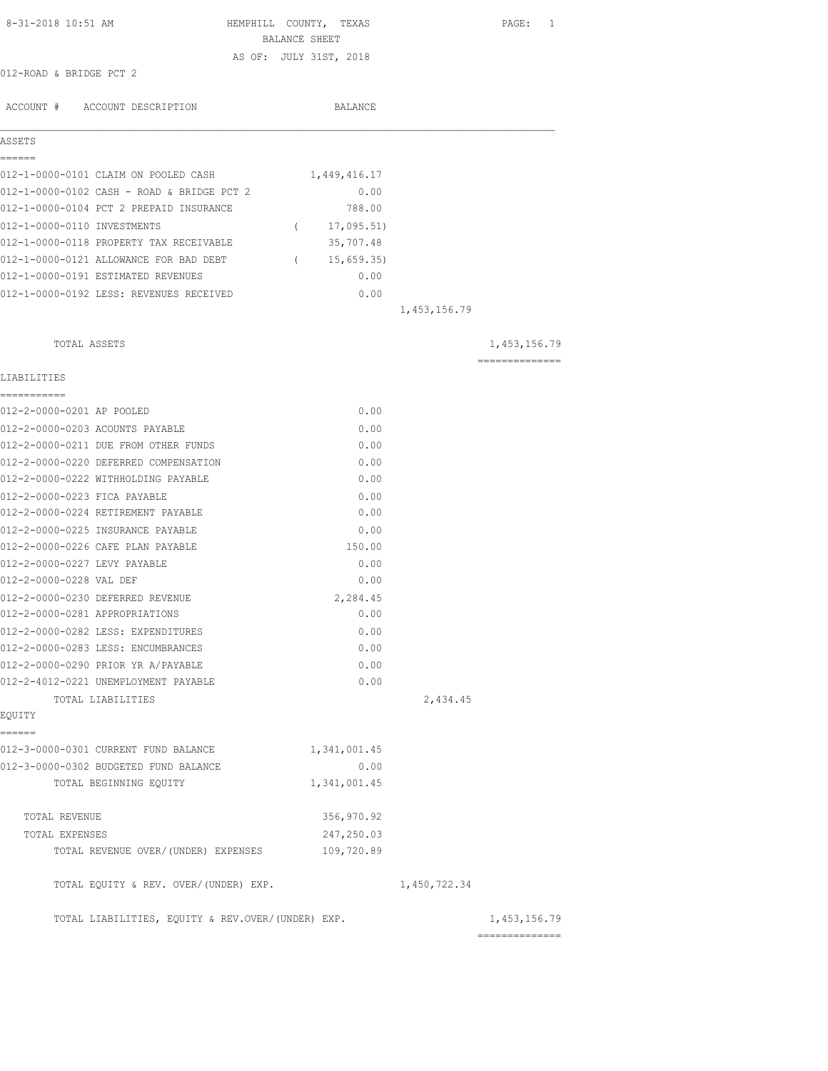8-31-2018 10:51 AM

HEMPHILL COUNTY, TEXAS
BALANCE SHEET
AS OF: JULY 31ST, 2018

012-ROAD & BRIDGE PCT 2

| ACCOUNT # ACCOUNT DESCRIPTION | BALANCE | | |
|---|---|---|---|
| **ASSETS** | | | |
| 012-1-0000-0101 CLAIM ON POOLED CASH | 1,449,416.17 | | |
| 012-1-0000-0102 CASH - ROAD & BRIDGE PCT 2 | 0.00 | | |
| 012-1-0000-0104 PCT 2 PREPAID INSURANCE | 788.00 | | |
| 012-1-0000-0110 INVESTMENTS | ( 17,095.51) | | |
| 012-1-0000-0118 PROPERTY TAX RECEIVABLE | 35,707.48 | | |
| 012-1-0000-0121 ALLOWANCE FOR BAD DEBT | ( 15,659.35) | | |
| 012-1-0000-0191 ESTIMATED REVENUES | 0.00 | | |
| 012-1-0000-0192 LESS: REVENUES RECEIVED | 0.00 | | |
| | | 1,453,156.79 | |
| TOTAL ASSETS | | | 1,453,156.79 |
| **LIABILITIES** | | | |
| 012-2-0000-0201 AP POOLED | 0.00 | | |
| 012-2-0000-0203 ACOUNTS PAYABLE | 0.00 | | |
| 012-2-0000-0211 DUE FROM OTHER FUNDS | 0.00 | | |
| 012-2-0000-0220 DEFERRED COMPENSATION | 0.00 | | |
| 012-2-0000-0222 WITHHOLDING PAYABLE | 0.00 | | |
| 012-2-0000-0223 FICA PAYABLE | 0.00 | | |
| 012-2-0000-0224 RETIREMENT PAYABLE | 0.00 | | |
| 012-2-0000-0225 INSURANCE PAYABLE | 0.00 | | |
| 012-2-0000-0226 CAFE PLAN PAYABLE | 150.00 | | |
| 012-2-0000-0227 LEVY PAYABLE | 0.00 | | |
| 012-2-0000-0228 VAL DEF | 0.00 | | |
| 012-2-0000-0230 DEFERRED REVENUE | 2,284.45 | | |
| 012-2-0000-0281 APPROPRIATIONS | 0.00 | | |
| 012-2-0000-0282 LESS: EXPENDITURES | 0.00 | | |
| 012-2-0000-0283 LESS: ENCUMBRANCES | 0.00 | | |
| 012-2-0000-0290 PRIOR YR A/PAYABLE | 0.00 | | |
| 012-2-4012-0221 UNEMPLOYMENT PAYABLE | 0.00 | | |
| TOTAL LIABILITIES | | 2,434.45 | |
| **EQUITY** | | | |
| 012-3-0000-0301 CURRENT FUND BALANCE | 1,341,001.45 | | |
| 012-3-0000-0302 BUDGETED FUND BALANCE | 0.00 | | |
| TOTAL BEGINNING EQUITY | 1,341,001.45 | | |
| TOTAL REVENUE | 356,970.92 | | |
| TOTAL EXPENSES | 247,250.03 | | |
| TOTAL REVENUE OVER/(UNDER) EXPENSES | 109,720.89 | | |
| TOTAL EQUITY & REV. OVER/(UNDER) EXP. | | 1,450,722.34 | |
| TOTAL LIABILITIES, EQUITY & REV.OVER/(UNDER) EXP. | | | 1,453,156.79 |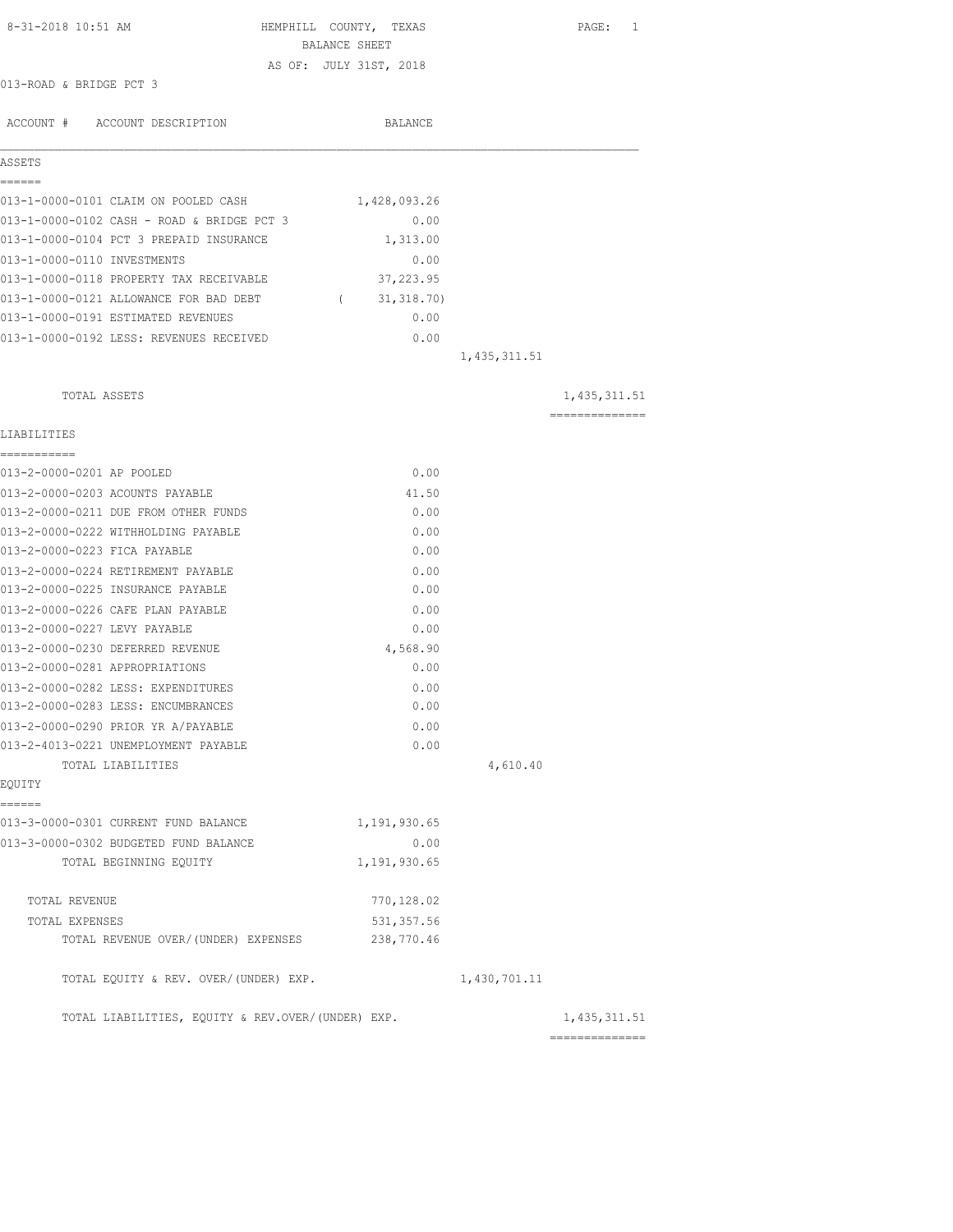8-31-2018 10:51 AM

# HEMPHILL COUNTY, TEXAS
## BALANCE SHEET
### AS OF: JULY 31ST, 2018

013-ROAD & BRIDGE PCT 3

| ACCOUNT # | ACCOUNT DESCRIPTION | BALANCE | | |
|---|---|---|---|---|
| **ASSETS** | | | | |
| 013-1-0000-0101 | CLAIM ON POOLED CASH | 1,428,093.26 | | |
| 013-1-0000-0102 | CASH - ROAD & BRIDGE PCT 3 | 0.00 | | |
| 013-1-0000-0104 | PCT 3 PREPAID INSURANCE | 1,313.00 | | |
| 013-1-0000-0110 | INVESTMENTS | 0.00 | | |
| 013-1-0000-0118 | PROPERTY TAX RECEIVABLE | 37,223.95 | | |
| 013-1-0000-0121 | ALLOWANCE FOR BAD DEBT | ( 31,318.70) | | |
| 013-1-0000-0191 | ESTIMATED REVENUES | 0.00 | | |
| 013-1-0000-0192 | LESS: REVENUES RECEIVED | 0.00 | | |
| | | | 1,435,311.51 | |
| | TOTAL ASSETS | | | 1,435,311.51 |
| **LIABILITIES** | | | | |
| 013-2-0000-0201 | AP POOLED | 0.00 | | |
| 013-2-0000-0203 | ACOUNTS PAYABLE | 41.50 | | |
| 013-2-0000-0211 | DUE FROM OTHER FUNDS | 0.00 | | |
| 013-2-0000-0222 | WITHHOLDING PAYABLE | 0.00 | | |
| 013-2-0000-0223 | FICA PAYABLE | 0.00 | | |
| 013-2-0000-0224 | RETIREMENT PAYABLE | 0.00 | | |
| 013-2-0000-0225 | INSURANCE PAYABLE | 0.00 | | |
| 013-2-0000-0226 | CAFE PLAN PAYABLE | 0.00 | | |
| 013-2-0000-0227 | LEVY PAYABLE | 0.00 | | |
| 013-2-0000-0230 | DEFERRED REVENUE | 4,568.90 | | |
| 013-2-0000-0281 | APPROPRIATIONS | 0.00 | | |
| 013-2-0000-0282 | LESS: EXPENDITURES | 0.00 | | |
| 013-2-0000-0283 | LESS: ENCUMBRANCES | 0.00 | | |
| 013-2-0000-0290 | PRIOR YR A/PAYABLE | 0.00 | | |
| 013-2-4013-0221 | UNEMPLOYMENT PAYABLE | 0.00 | | |
| | TOTAL LIABILITIES | | 4,610.40 | |
| **EQUITY** | | | | |
| 013-3-0000-0301 | CURRENT FUND BALANCE | 1,191,930.65 | | |
| 013-3-0000-0302 | BUDGETED FUND BALANCE | 0.00 | | |
| | TOTAL BEGINNING EQUITY | 1,191,930.65 | | |
| | TOTAL REVENUE | 770,128.02 | | |
| | TOTAL EXPENSES | 531,357.56 | | |
| | TOTAL REVENUE OVER/(UNDER) EXPENSES | 238,770.46 | | |
| | TOTAL EQUITY & REV. OVER/(UNDER) EXP. | | 1,430,701.11 | |
| | TOTAL LIABILITIES, EQUITY & REV.OVER/(UNDER) EXP. | | | 1,435,311.51 |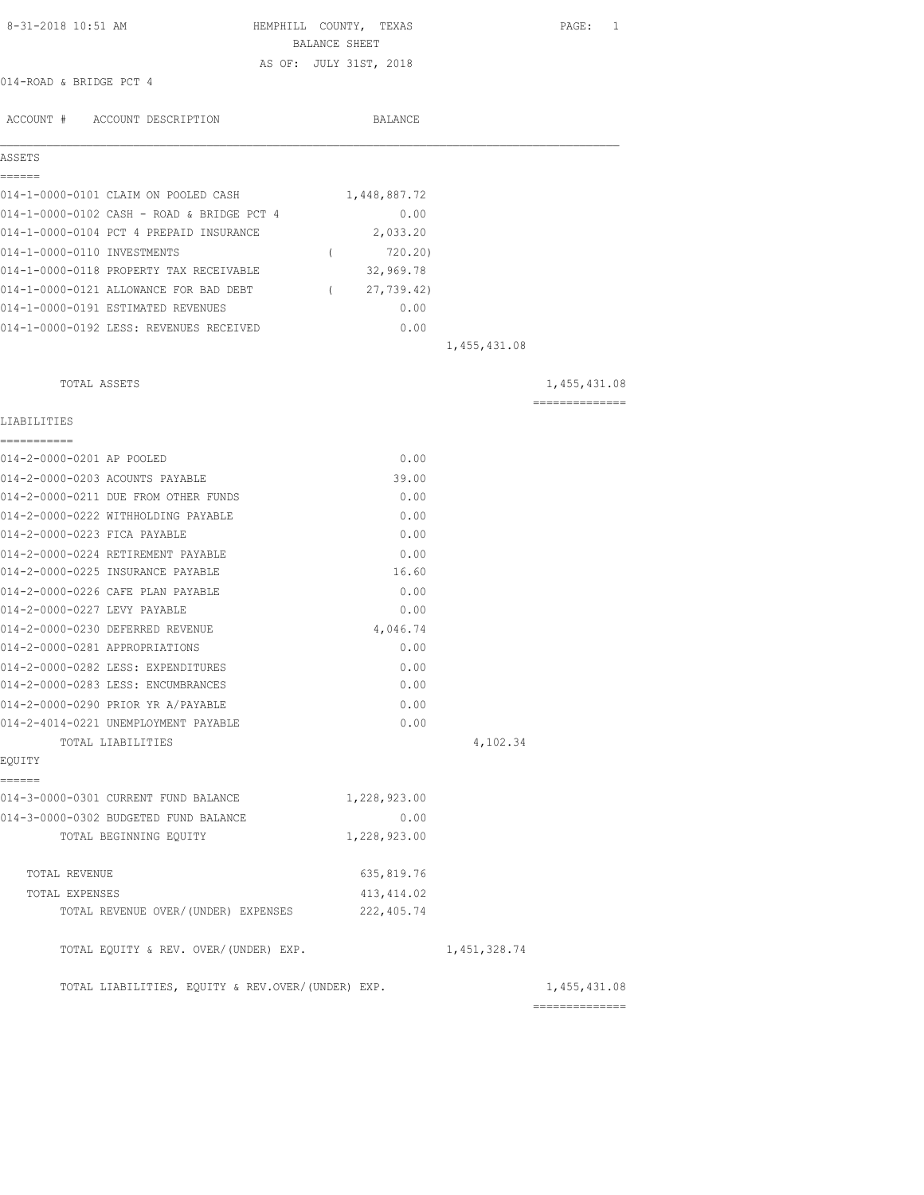8-31-2018 10:51 AM

# HEMPHILL COUNTY, TEXAS
## BALANCE SHEET
### AS OF: JULY 31ST, 2018

014-ROAD & BRIDGE PCT 4

| ACCOUNT # | ACCOUNT DESCRIPTION | BALANCE | | |
|---|---|---|---|---|
| **ASSETS** | | | | |
| 014-1-0000-0101 | CLAIM ON POOLED CASH | 1,448,887.72 | | |
| 014-1-0000-0102 | CASH - ROAD & BRIDGE PCT 4 | 0.00 | | |
| 014-1-0000-0104 | PCT 4 PREPAID INSURANCE | 2,033.20 | | |
| 014-1-0000-0110 | INVESTMENTS | ( 720.20) | | |
| 014-1-0000-0118 | PROPERTY TAX RECEIVABLE | 32,969.78 | | |
| 014-1-0000-0121 | ALLOWANCE FOR BAD DEBT | ( 27,739.42) | | |
| 014-1-0000-0191 | ESTIMATED REVENUES | 0.00 | | |
| 014-1-0000-0192 | LESS: REVENUES RECEIVED | 0.00 | | |
| | | | 1,455,431.08 | |
| | TOTAL ASSETS | | | 1,455,431.08 |
| **LIABILITIES** | | | | |
| 014-2-0000-0201 | AP POOLED | 0.00 | | |
| 014-2-0000-0203 | ACOUNTS PAYABLE | 39.00 | | |
| 014-2-0000-0211 | DUE FROM OTHER FUNDS | 0.00 | | |
| 014-2-0000-0222 | WITHHOLDING PAYABLE | 0.00 | | |
| 014-2-0000-0223 | FICA PAYABLE | 0.00 | | |
| 014-2-0000-0224 | RETIREMENT PAYABLE | 0.00 | | |
| 014-2-0000-0225 | INSURANCE PAYABLE | 16.60 | | |
| 014-2-0000-0226 | CAFE PLAN PAYABLE | 0.00 | | |
| 014-2-0000-0227 | LEVY PAYABLE | 0.00 | | |
| 014-2-0000-0230 | DEFERRED REVENUE | 4,046.74 | | |
| 014-2-0000-0281 | APPROPRIATIONS | 0.00 | | |
| 014-2-0000-0282 | LESS: EXPENDITURES | 0.00 | | |
| 014-2-0000-0283 | LESS: ENCUMBRANCES | 0.00 | | |
| 014-2-0000-0290 | PRIOR YR A/PAYABLE | 0.00 | | |
| 014-2-4014-0221 | UNEMPLOYMENT PAYABLE | 0.00 | | |
| | TOTAL LIABILITIES | | 4,102.34 | |
| **EQUITY** | | | | |
| 014-3-0000-0301 | CURRENT FUND BALANCE | 1,228,923.00 | | |
| 014-3-0000-0302 | BUDGETED FUND BALANCE | 0.00 | | |
| | TOTAL BEGINNING EQUITY | 1,228,923.00 | | |
| | TOTAL REVENUE | 635,819.76 | | |
| | TOTAL EXPENSES | 413,414.02 | | |
| | TOTAL REVENUE OVER/(UNDER) EXPENSES | 222,405.74 | | |
| | TOTAL EQUITY & REV. OVER/(UNDER) EXP. | | 1,451,328.74 | |
| | TOTAL LIABILITIES, EQUITY & REV.OVER/(UNDER) EXP. | | | 1,455,431.08 |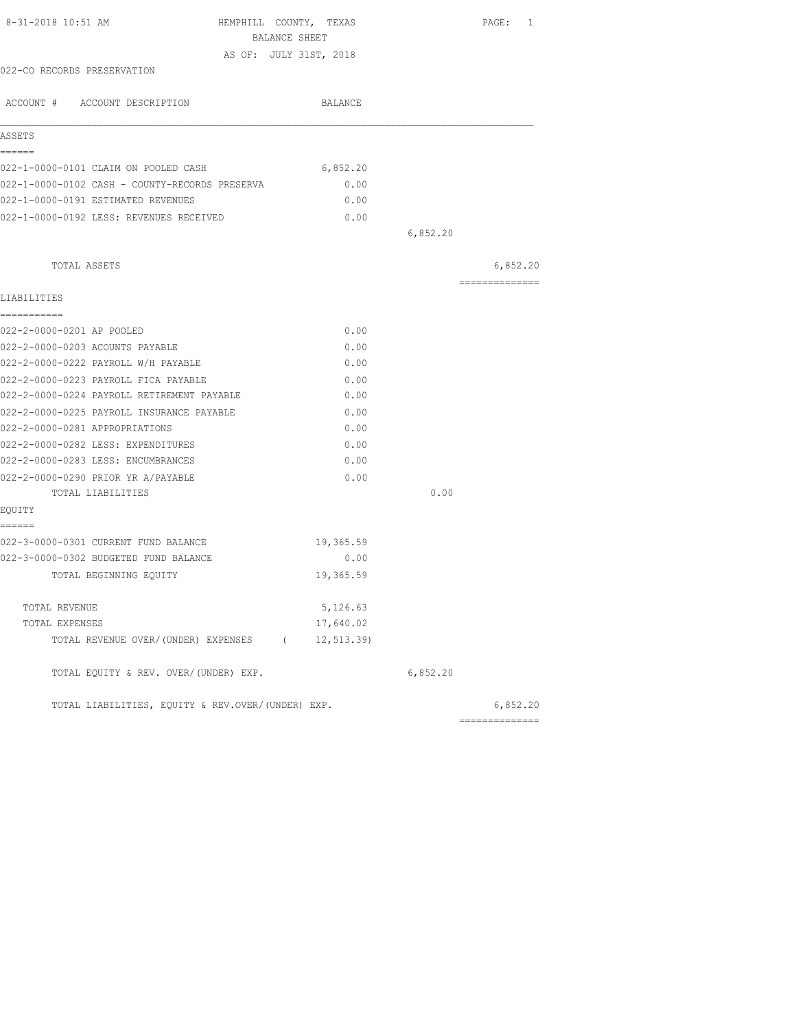HEMPHILL COUNTY, TEXAS
BALANCE SHEET
AS OF: JULY 31ST, 2018

8-31-2018 10:51 AM

022-CO RECORDS PRESERVATION

| ACCOUNT # ACCOUNT DESCRIPTION | BALANCE | | |
|---|---|---|---|
| **ASSETS** | | | |
| 022-1-0000-0101 CLAIM ON POOLED CASH | 6,852.20 | | |
| 022-1-0000-0102 CASH - COUNTY-RECORDS PRESERVA | 0.00 | | |
| 022-1-0000-0191 ESTIMATED REVENUES | 0.00 | | |
| 022-1-0000-0192 LESS: REVENUES RECEIVED | 0.00 | | |
| | | 6,852.20 | |
| TOTAL ASSETS | | | 6,852.20 |
| **LIABILITIES** | | | |
| 022-2-0000-0201 AP POOLED | 0.00 | | |
| 022-2-0000-0203 ACOUNTS PAYABLE | 0.00 | | |
| 022-2-0000-0222 PAYROLL W/H PAYABLE | 0.00 | | |
| 022-2-0000-0223 PAYROLL FICA PAYABLE | 0.00 | | |
| 022-2-0000-0224 PAYROLL RETIREMENT PAYABLE | 0.00 | | |
| 022-2-0000-0225 PAYROLL INSURANCE PAYABLE | 0.00 | | |
| 022-2-0000-0281 APPROPRIATIONS | 0.00 | | |
| 022-2-0000-0282 LESS: EXPENDITURES | 0.00 | | |
| 022-2-0000-0283 LESS: ENCUMBRANCES | 0.00 | | |
| 022-2-0000-0290 PRIOR YR A/PAYABLE | 0.00 | | |
| TOTAL LIABILITIES | | 0.00 | |
| **EQUITY** | | | |
| 022-3-0000-0301 CURRENT FUND BALANCE | 19,365.59 | | |
| 022-3-0000-0302 BUDGETED FUND BALANCE | 0.00 | | |
| TOTAL BEGINNING EQUITY | 19,365.59 | | |
| TOTAL REVENUE | 5,126.63 | | |
| TOTAL EXPENSES | 17,640.02 | | |
| TOTAL REVENUE OVER/(UNDER) EXPENSES | ( 12,513.39) | | |
| TOTAL EQUITY & REV. OVER/(UNDER) EXP. | | 6,852.20 | |
| TOTAL LIABILITIES, EQUITY & REV.OVER/(UNDER) EXP. | | | 6,852.20 |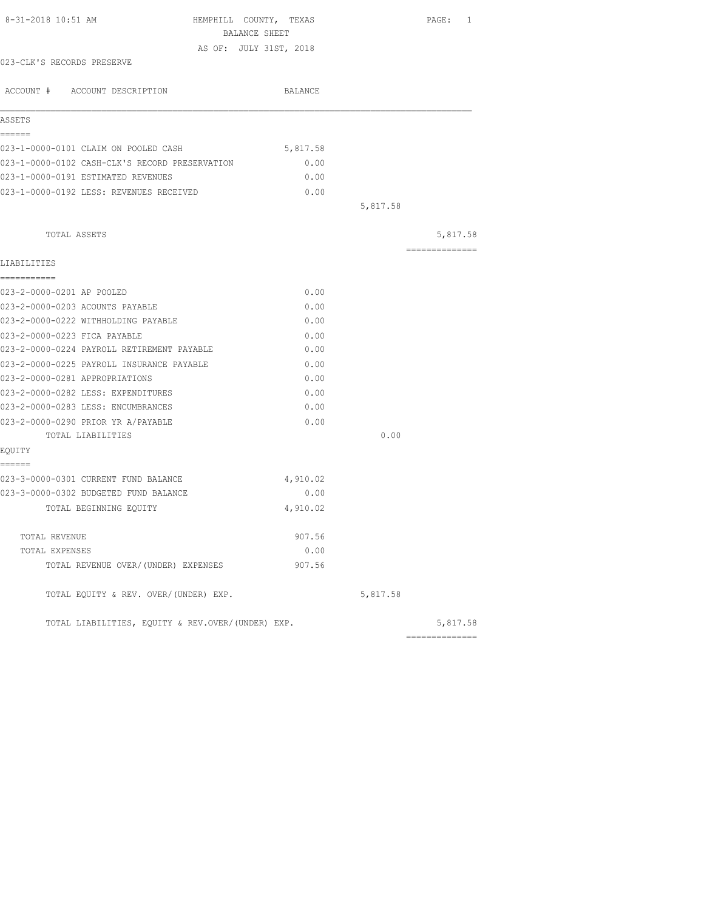HEMPHILL COUNTY, TEXAS
BALANCE SHEET
AS OF: JULY 31ST, 2018

023-CLK'S RECORDS PRESERVE

| ACCOUNT # ACCOUNT DESCRIPTION | BALANCE | | |
|---|---|---|---|
| **ASSETS** | | | |
| 023-1-0000-0101 CLAIM ON POOLED CASH | 5,817.58 | | |
| 023-1-0000-0102 CASH-CLK'S RECORD PRESERVATION | 0.00 | | |
| 023-1-0000-0191 ESTIMATED REVENUES | 0.00 | | |
| 023-1-0000-0192 LESS: REVENUES RECEIVED | 0.00 | | |
| | | 5,817.58 | |
| TOTAL ASSETS | | | 5,817.58 |
| **LIABILITIES** | | | |
| 023-2-0000-0201 AP POOLED | 0.00 | | |
| 023-2-0000-0203 ACOUNTS PAYABLE | 0.00 | | |
| 023-2-0000-0222 WITHHOLDING PAYABLE | 0.00 | | |
| 023-2-0000-0223 FICA PAYABLE | 0.00 | | |
| 023-2-0000-0224 PAYROLL RETIREMENT PAYABLE | 0.00 | | |
| 023-2-0000-0225 PAYROLL INSURANCE PAYABLE | 0.00 | | |
| 023-2-0000-0281 APPROPRIATIONS | 0.00 | | |
| 023-2-0000-0282 LESS: EXPENDITURES | 0.00 | | |
| 023-2-0000-0283 LESS: ENCUMBRANCES | 0.00 | | |
| 023-2-0000-0290 PRIOR YR A/PAYABLE | 0.00 | | |
| TOTAL LIABILITIES | | 0.00 | |
| **EQUITY** | | | |
| 023-3-0000-0301 CURRENT FUND BALANCE | 4,910.02 | | |
| 023-3-0000-0302 BUDGETED FUND BALANCE | 0.00 | | |
| TOTAL BEGINNING EQUITY | 4,910.02 | | |
| TOTAL REVENUE | 907.56 | | |
| TOTAL EXPENSES | 0.00 | | |
| TOTAL REVENUE OVER/(UNDER) EXPENSES | 907.56 | | |
| TOTAL EQUITY & REV. OVER/(UNDER) EXP. | | 5,817.58 | |
| TOTAL LIABILITIES, EQUITY & REV.OVER/(UNDER) EXP. | | | 5,817.58 |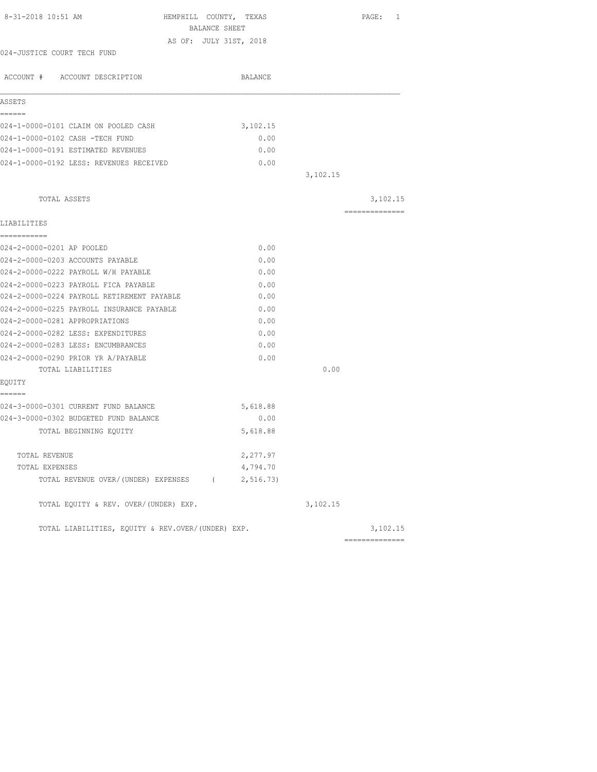8-31-2018 10:51 AM

# HEMPHILL COUNTY, TEXAS
## BALANCE SHEET
### AS OF: JULY 31ST, 2018

024-JUSTICE COURT TECH FUND

| ACCOUNT # ACCOUNT DESCRIPTION | BALANCE | | |
|---|---|---|---|
| **ASSETS** | | | |
| 024-1-0000-0101 CLAIM ON POOLED CASH | 3,102.15 | | |
| 024-1-0000-0102 CASH -TECH FUND | 0.00 | | |
| 024-1-0000-0191 ESTIMATED REVENUES | 0.00 | | |
| 024-1-0000-0192 LESS: REVENUES RECEIVED | 0.00 | | |
| | | 3,102.15 | |
| TOTAL ASSETS | | | 3,102.15 |
| **LIABILITIES** | | | |
| 024-2-0000-0201 AP POOLED | 0.00 | | |
| 024-2-0000-0203 ACCOUNTS PAYABLE | 0.00 | | |
| 024-2-0000-0222 PAYROLL W/H PAYABLE | 0.00 | | |
| 024-2-0000-0223 PAYROLL FICA PAYABLE | 0.00 | | |
| 024-2-0000-0224 PAYROLL RETIREMENT PAYABLE | 0.00 | | |
| 024-2-0000-0225 PAYROLL INSURANCE PAYABLE | 0.00 | | |
| 024-2-0000-0281 APPROPRIATIONS | 0.00 | | |
| 024-2-0000-0282 LESS: EXPENDITURES | 0.00 | | |
| 024-2-0000-0283 LESS: ENCUMBRANCES | 0.00 | | |
| 024-2-0000-0290 PRIOR YR A/PAYABLE | 0.00 | | |
| TOTAL LIABILITIES | | 0.00 | |
| **EQUITY** | | | |
| 024-3-0000-0301 CURRENT FUND BALANCE | 5,618.88 | | |
| 024-3-0000-0302 BUDGETED FUND BALANCE | 0.00 | | |
| TOTAL BEGINNING EQUITY | 5,618.88 | | |
| TOTAL REVENUE | 2,277.97 | | |
| TOTAL EXPENSES | 4,794.70 | | |
| TOTAL REVENUE OVER/(UNDER) EXPENSES | ( 2,516.73) | | |
| TOTAL EQUITY & REV. OVER/(UNDER) EXP. | | 3,102.15 | |
| TOTAL LIABILITIES, EQUITY & REV.OVER/(UNDER) EXP. | | | 3,102.15 |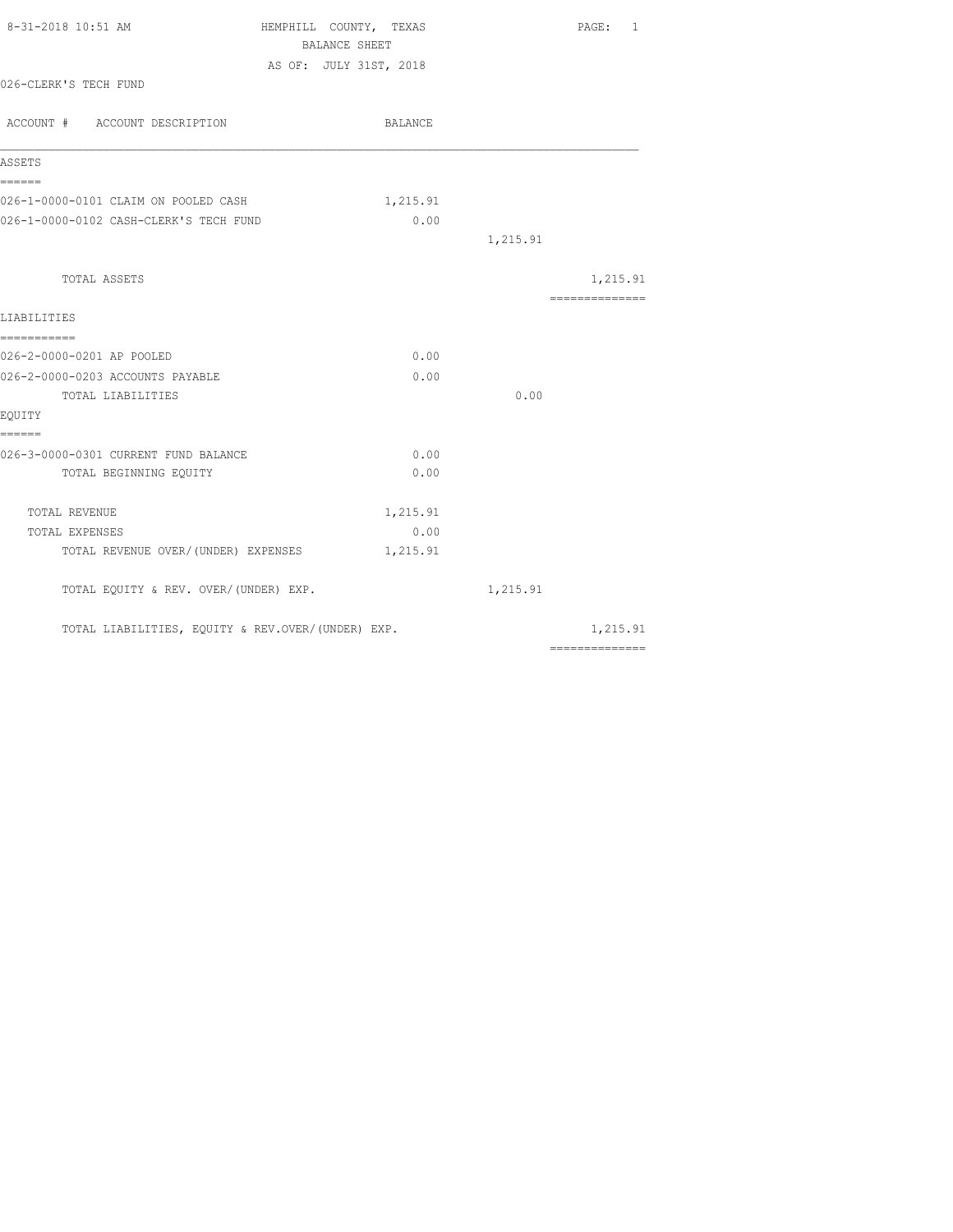8-31-2018 10:51 AM

HEMPHILL COUNTY, TEXAS
BALANCE SHEET
AS OF: JULY 31ST, 2018

026-CLERK'S TECH FUND

| ACCOUNT # ACCOUNT DESCRIPTION | BALANCE | | |
|---|---|---|---|
| **ASSETS** | | | |
| 026-1-0000-0101 CLAIM ON POOLED CASH | 1,215.91 | | |
| 026-1-0000-0102 CASH-CLERK'S TECH FUND | 0.00 | | |
| | | 1,215.91 | |
| TOTAL ASSETS | | | 1,215.91 |
| **LIABILITIES** | | | |
| 026-2-0000-0201 AP POOLED | 0.00 | | |
| 026-2-0000-0203 ACCOUNTS PAYABLE | 0.00 | | |
| TOTAL LIABILITIES | | 0.00 | |
| **EQUITY** | | | |
| 026-3-0000-0301 CURRENT FUND BALANCE | 0.00 | | |
| TOTAL BEGINNING EQUITY | 0.00 | | |
| TOTAL REVENUE | 1,215.91 | | |
| TOTAL EXPENSES | 0.00 | | |
| TOTAL REVENUE OVER/(UNDER) EXPENSES | 1,215.91 | | |
| TOTAL EQUITY & REV. OVER/(UNDER) EXP. | | 1,215.91 | |
| TOTAL LIABILITIES, EQUITY & REV.OVER/(UNDER) EXP. | | | 1,215.91 |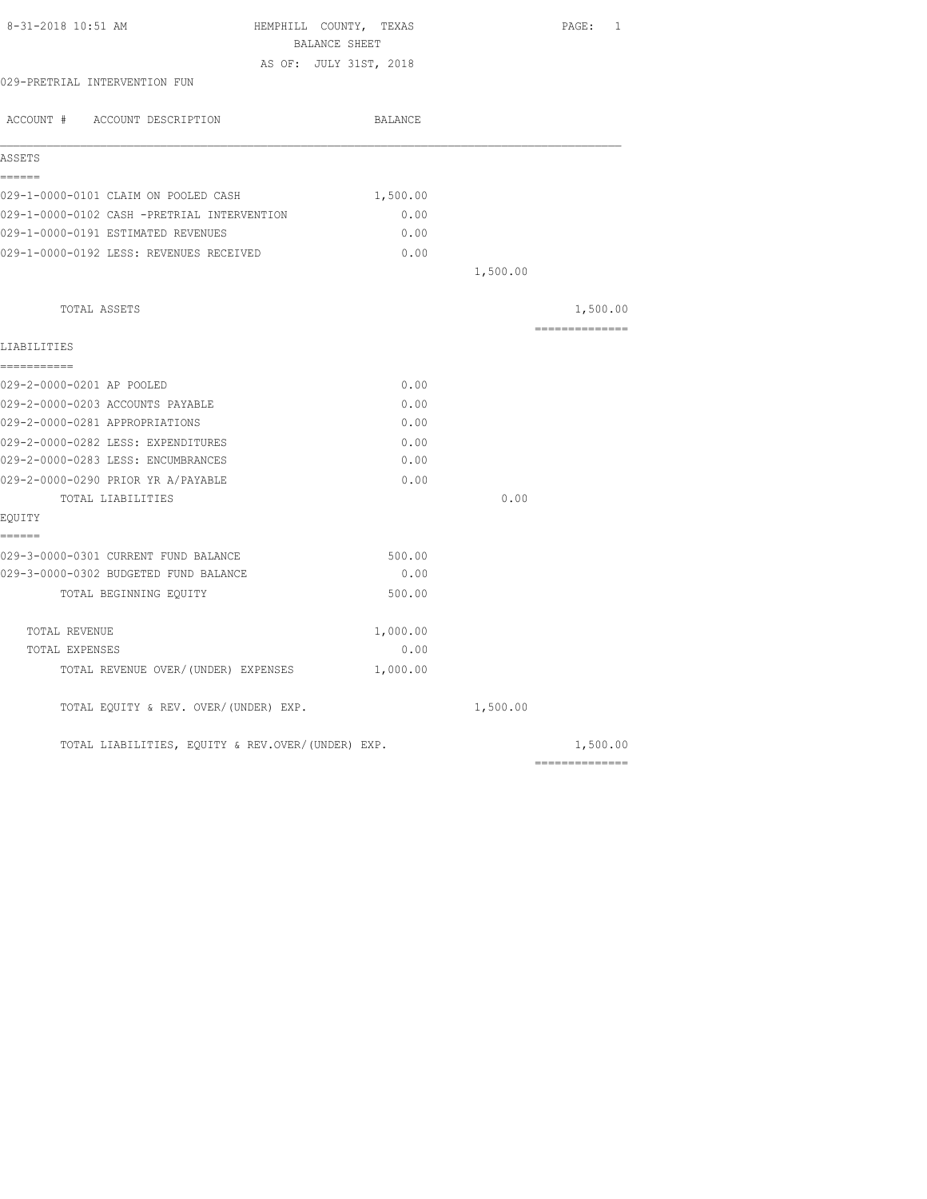8-31-2018 10:51 AM

# HEMPHILL COUNTY, TEXAS

## BALANCE SHEET

AS OF: JULY 31ST, 2018

029-PRETRIAL INTERVENTION FUN

| ACCOUNT # ACCOUNT DESCRIPTION | BALANCE | | |
|---|---|---|---|
| **ASSETS** | | | |
| 029-1-0000-0101 CLAIM ON POOLED CASH | 1,500.00 | | |
| 029-1-0000-0102 CASH -PRETRIAL INTERVENTION | 0.00 | | |
| 029-1-0000-0191 ESTIMATED REVENUES | 0.00 | | |
| 029-1-0000-0192 LESS: REVENUES RECEIVED | 0.00 | | |
| | | 1,500.00 | |
| TOTAL ASSETS | | | 1,500.00 |
| **LIABILITIES** | | | |
| 029-2-0000-0201 AP POOLED | 0.00 | | |
| 029-2-0000-0203 ACCOUNTS PAYABLE | 0.00 | | |
| 029-2-0000-0281 APPROPRIATIONS | 0.00 | | |
| 029-2-0000-0282 LESS: EXPENDITURES | 0.00 | | |
| 029-2-0000-0283 LESS: ENCUMBRANCES | 0.00 | | |
| 029-2-0000-0290 PRIOR YR A/PAYABLE | 0.00 | | |
| TOTAL LIABILITIES | | 0.00 | |
| **EQUITY** | | | |
| 029-3-0000-0301 CURRENT FUND BALANCE | 500.00 | | |
| 029-3-0000-0302 BUDGETED FUND BALANCE | 0.00 | | |
| TOTAL BEGINNING EQUITY | 500.00 | | |
| TOTAL REVENUE | 1,000.00 | | |
| TOTAL EXPENSES | 0.00 | | |
| TOTAL REVENUE OVER/(UNDER) EXPENSES | 1,000.00 | | |
| TOTAL EQUITY & REV. OVER/(UNDER) EXP. | | 1,500.00 | |
| TOTAL LIABILITIES, EQUITY & REV.OVER/(UNDER) EXP. | | | 1,500.00 |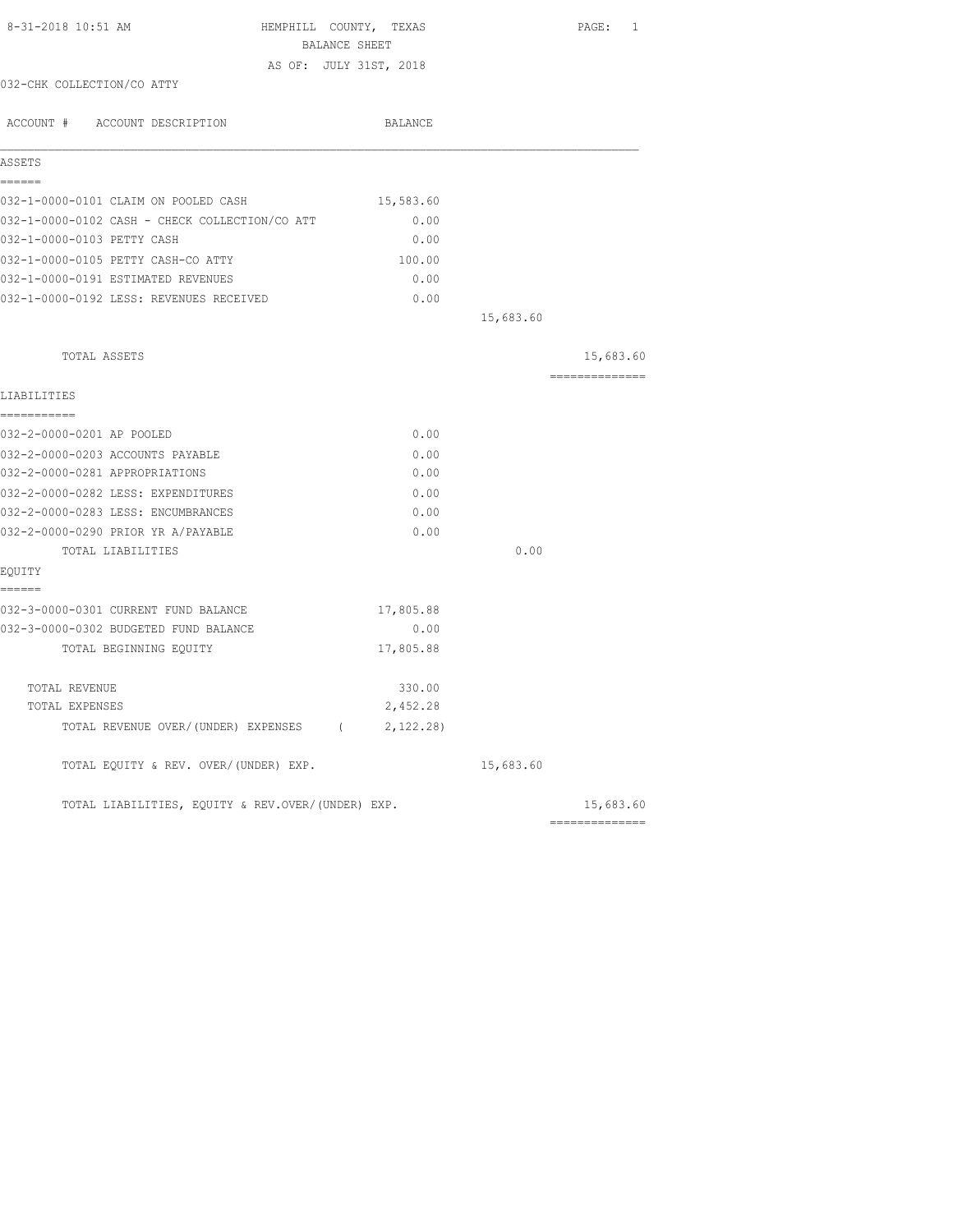8-31-2018 10:51 AM

# HEMPHILL COUNTY, TEXAS
## BALANCE SHEET
### AS OF: JULY 31ST, 2018

032-CHK COLLECTION/CO ATTY

| ACCOUNT # ACCOUNT DESCRIPTION | BALANCE | | |
|---|---|---|---|
| **ASSETS** | | | |
| 032-1-0000-0101 CLAIM ON POOLED CASH | 15,583.60 | | |
| 032-1-0000-0102 CASH - CHECK COLLECTION/CO ATT | 0.00 | | |
| 032-1-0000-0103 PETTY CASH | 0.00 | | |
| 032-1-0000-0105 PETTY CASH-CO ATTY | 100.00 | | |
| 032-1-0000-0191 ESTIMATED REVENUES | 0.00 | | |
| 032-1-0000-0192 LESS: REVENUES RECEIVED | 0.00 | | |
| | | 15,683.60 | |
| TOTAL ASSETS | | | 15,683.60 |
| **LIABILITIES** | | | |
| 032-2-0000-0201 AP POOLED | 0.00 | | |
| 032-2-0000-0203 ACCOUNTS PAYABLE | 0.00 | | |
| 032-2-0000-0281 APPROPRIATIONS | 0.00 | | |
| 032-2-0000-0282 LESS: EXPENDITURES | 0.00 | | |
| 032-2-0000-0283 LESS: ENCUMBRANCES | 0.00 | | |
| 032-2-0000-0290 PRIOR YR A/PAYABLE | 0.00 | | |
| TOTAL LIABILITIES | | 0.00 | |
| **EQUITY** | | | |
| 032-3-0000-0301 CURRENT FUND BALANCE | 17,805.88 | | |
| 032-3-0000-0302 BUDGETED FUND BALANCE | 0.00 | | |
| TOTAL BEGINNING EQUITY | 17,805.88 | | |
| TOTAL REVENUE | 330.00 | | |
| TOTAL EXPENSES | 2,452.28 | | |
| TOTAL REVENUE OVER/(UNDER) EXPENSES | ( 2,122.28) | | |
| TOTAL EQUITY & REV. OVER/(UNDER) EXP. | | 15,683.60 | |
| TOTAL LIABILITIES, EQUITY & REV.OVER/(UNDER) EXP. | | | 15,683.60 |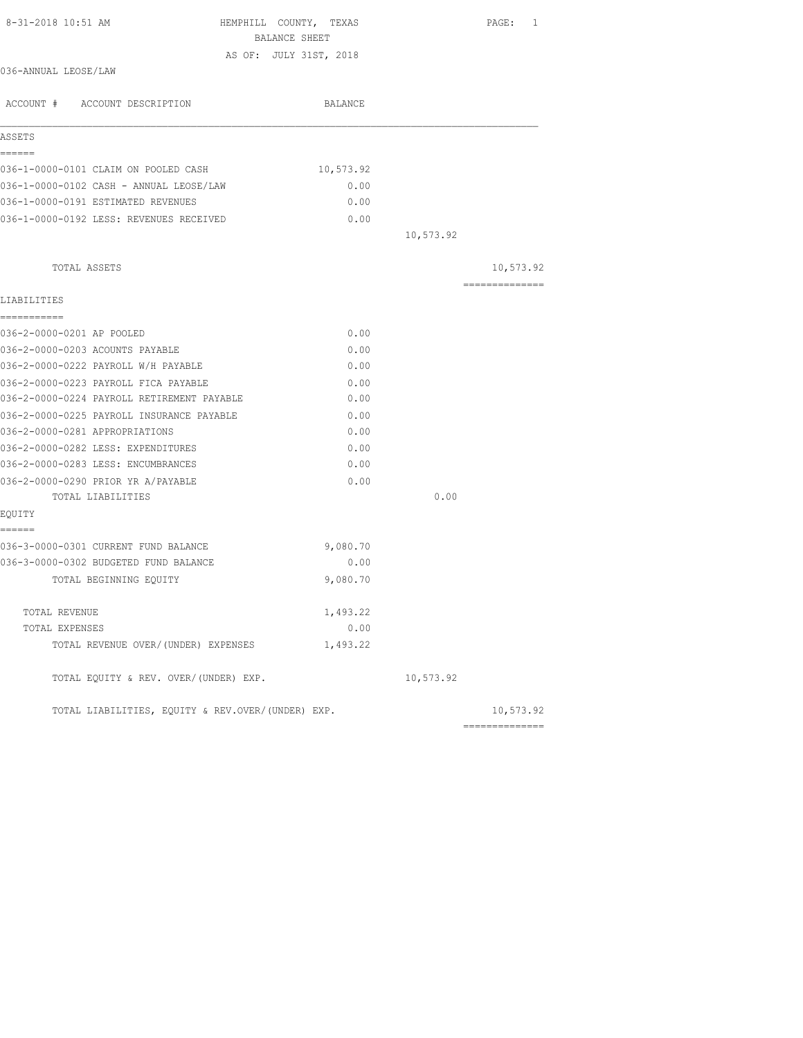8-31-2018 10:51 AM HEMPHILL COUNTY, TEXAS

BALANCE SHEET

AS OF: JULY 31ST, 2018

036-ANNUAL LEOSE/LAW

| ACCOUNT # ACCOUNT DESCRIPTION | BALANCE | | |
|---|---|---|---|
| **ASSETS** | | | |
| 036-1-0000-0101 CLAIM ON POOLED CASH | 10,573.92 | | |
| 036-1-0000-0102 CASH - ANNUAL LEOSE/LAW | 0.00 | | |
| 036-1-0000-0191 ESTIMATED REVENUES | 0.00 | | |
| 036-1-0000-0192 LESS: REVENUES RECEIVED | 0.00 | | |
| | | 10,573.92 | |
| TOTAL ASSETS | | | 10,573.92 |
| **LIABILITIES** | | | |
| 036-2-0000-0201 AP POOLED | 0.00 | | |
| 036-2-0000-0203 ACOUNTS PAYABLE | 0.00 | | |
| 036-2-0000-0222 PAYROLL W/H PAYABLE | 0.00 | | |
| 036-2-0000-0223 PAYROLL FICA PAYABLE | 0.00 | | |
| 036-2-0000-0224 PAYROLL RETIREMENT PAYABLE | 0.00 | | |
| 036-2-0000-0225 PAYROLL INSURANCE PAYABLE | 0.00 | | |
| 036-2-0000-0281 APPROPRIATIONS | 0.00 | | |
| 036-2-0000-0282 LESS: EXPENDITURES | 0.00 | | |
| 036-2-0000-0283 LESS: ENCUMBRANCES | 0.00 | | |
| 036-2-0000-0290 PRIOR YR A/PAYABLE | 0.00 | | |
| TOTAL LIABILITIES | | 0.00 | |
| **EQUITY** | | | |
| 036-3-0000-0301 CURRENT FUND BALANCE | 9,080.70 | | |
| 036-3-0000-0302 BUDGETED FUND BALANCE | 0.00 | | |
| TOTAL BEGINNING EQUITY | 9,080.70 | | |
| TOTAL REVENUE | 1,493.22 | | |
| TOTAL EXPENSES | 0.00 | | |
| TOTAL REVENUE OVER/(UNDER) EXPENSES | 1,493.22 | | |
| TOTAL EQUITY & REV. OVER/(UNDER) EXP. | | 10,573.92 | |
| TOTAL LIABILITIES, EQUITY & REV.OVER/(UNDER) EXP. | | | 10,573.92 |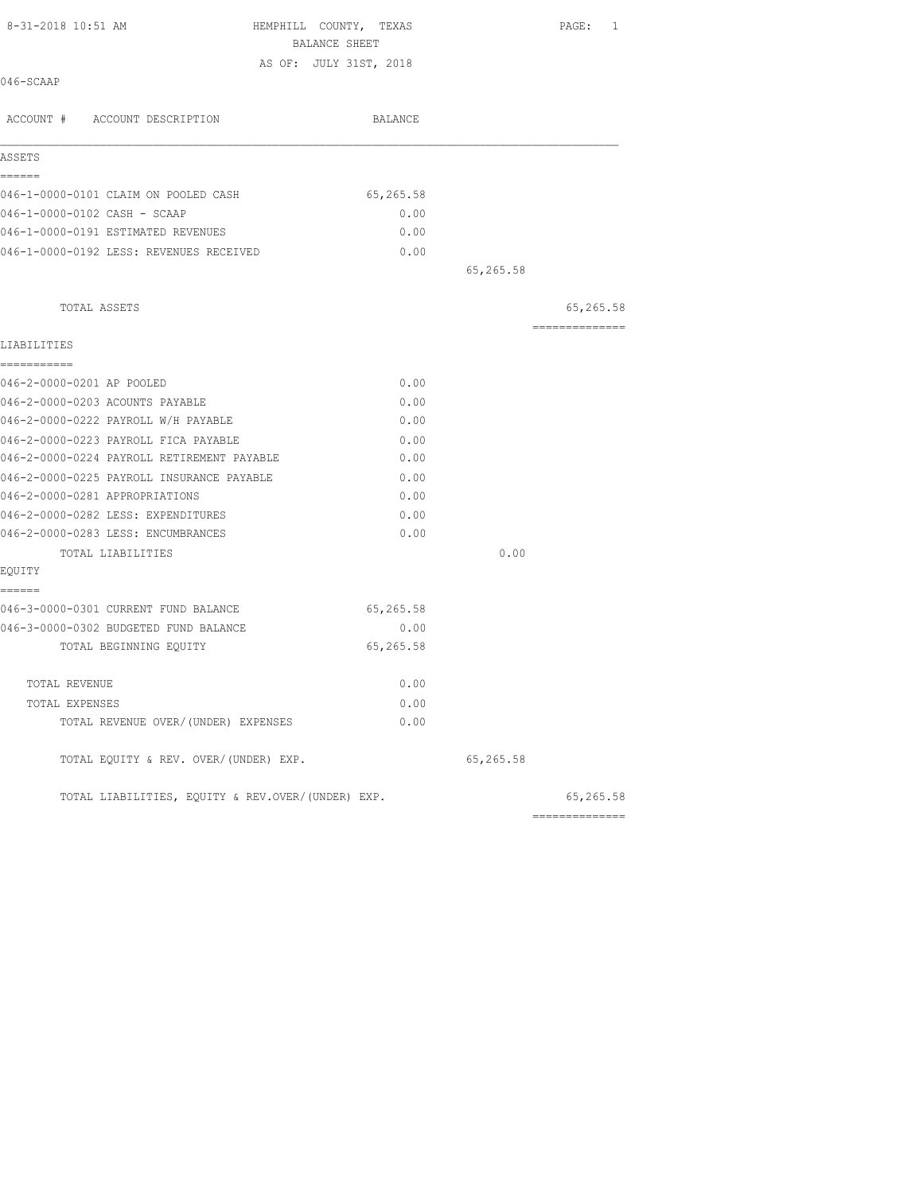HEMPHILL COUNTY, TEXAS
BALANCE SHEET
AS OF: JULY 31ST, 2018

8-31-2018 10:51 AM

046-SCAAP

| ACCOUNT # ACCOUNT DESCRIPTION | BALANCE | | |
|---|---|---|---|
| **ASSETS** | | | |
| 046-1-0000-0101 CLAIM ON POOLED CASH | 65,265.58 | | |
| 046-1-0000-0102 CASH - SCAAP | 0.00 | | |
| 046-1-0000-0191 ESTIMATED REVENUES | 0.00 | | |
| 046-1-0000-0192 LESS: REVENUES RECEIVED | 0.00 | | |
| | | 65,265.58 | |
| TOTAL ASSETS | | | 65,265.58 |
| **LIABILITIES** | | | |
| 046-2-0000-0201 AP POOLED | 0.00 | | |
| 046-2-0000-0203 ACOUNTS PAYABLE | 0.00 | | |
| 046-2-0000-0222 PAYROLL W/H PAYABLE | 0.00 | | |
| 046-2-0000-0223 PAYROLL FICA PAYABLE | 0.00 | | |
| 046-2-0000-0224 PAYROLL RETIREMENT PAYABLE | 0.00 | | |
| 046-2-0000-0225 PAYROLL INSURANCE PAYABLE | 0.00 | | |
| 046-2-0000-0281 APPROPRIATIONS | 0.00 | | |
| 046-2-0000-0282 LESS: EXPENDITURES | 0.00 | | |
| 046-2-0000-0283 LESS: ENCUMBRANCES | 0.00 | | |
| TOTAL LIABILITIES | | 0.00 | |
| **EQUITY** | | | |
| 046-3-0000-0301 CURRENT FUND BALANCE | 65,265.58 | | |
| 046-3-0000-0302 BUDGETED FUND BALANCE | 0.00 | | |
| TOTAL BEGINNING EQUITY | 65,265.58 | | |
| TOTAL REVENUE | 0.00 | | |
| TOTAL EXPENSES | 0.00 | | |
| TOTAL REVENUE OVER/(UNDER) EXPENSES | 0.00 | | |
| TOTAL EQUITY & REV. OVER/(UNDER) EXP. | | 65,265.58 | |
| TOTAL LIABILITIES, EQUITY & REV.OVER/(UNDER) EXP. | | | 65,265.58 |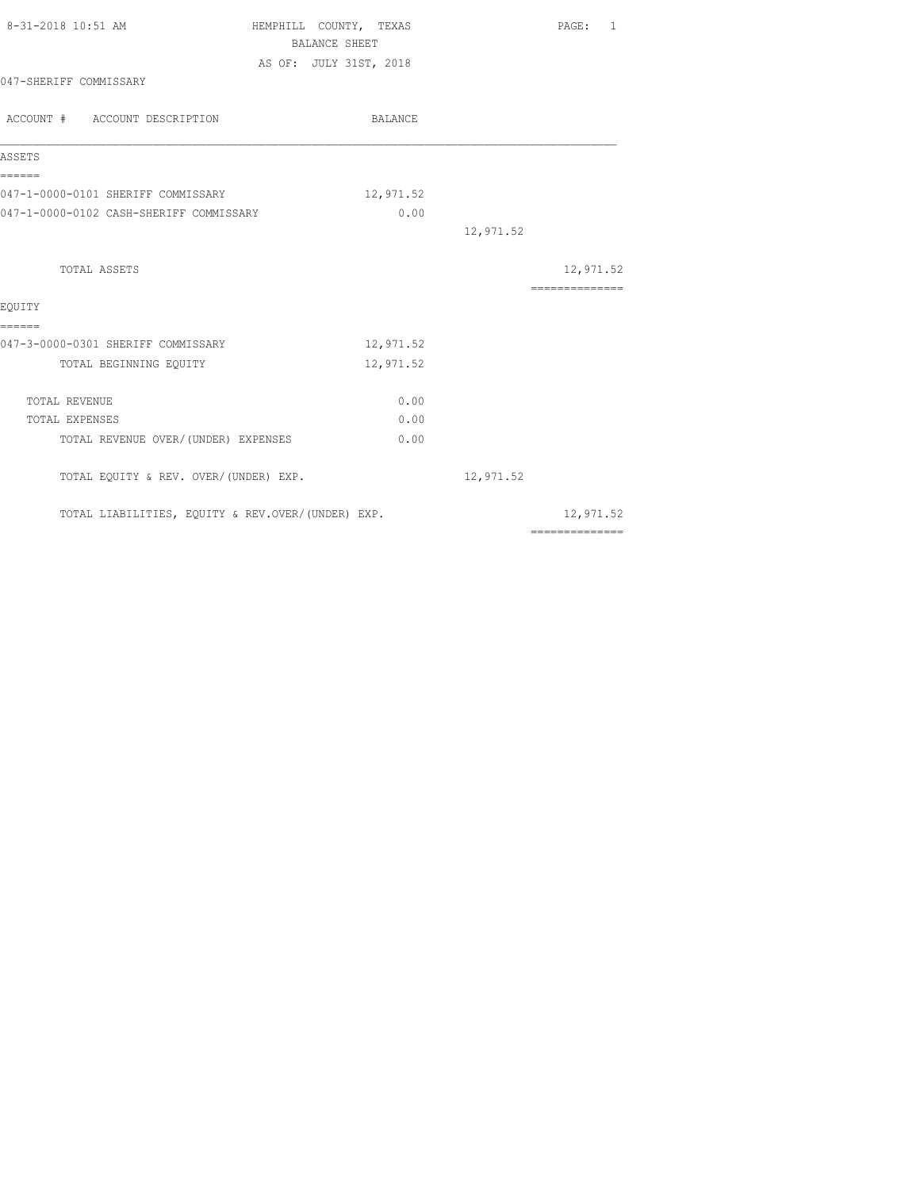HEMPHILL COUNTY, TEXAS

BALANCE SHEET

AS OF: JULY 31ST, 2018

047-SHERIFF COMMISSARY

| ACCOUNT # ACCOUNT DESCRIPTION | BALANCE | | |
|---|---|---|---|
| **ASSETS** | | | |
| 047-1-0000-0101 SHERIFF COMMISSARY | 12,971.52 | | |
| 047-1-0000-0102 CASH-SHERIFF COMMISSARY | 0.00 | | |
| | | 12,971.52 | |
| TOTAL ASSETS | | | 12,971.52 |
| **EQUITY** | | | |
| 047-3-0000-0301 SHERIFF COMMISSARY | 12,971.52 | | |
| TOTAL BEGINNING EQUITY | 12,971.52 | | |
| TOTAL REVENUE | 0.00 | | |
| TOTAL EXPENSES | 0.00 | | |
| TOTAL REVENUE OVER/(UNDER) EXPENSES | 0.00 | | |
| TOTAL EQUITY & REV. OVER/(UNDER) EXP. | | 12,971.52 | |
| TOTAL LIABILITIES, EQUITY & REV.OVER/(UNDER) EXP. | | | 12,971.52 |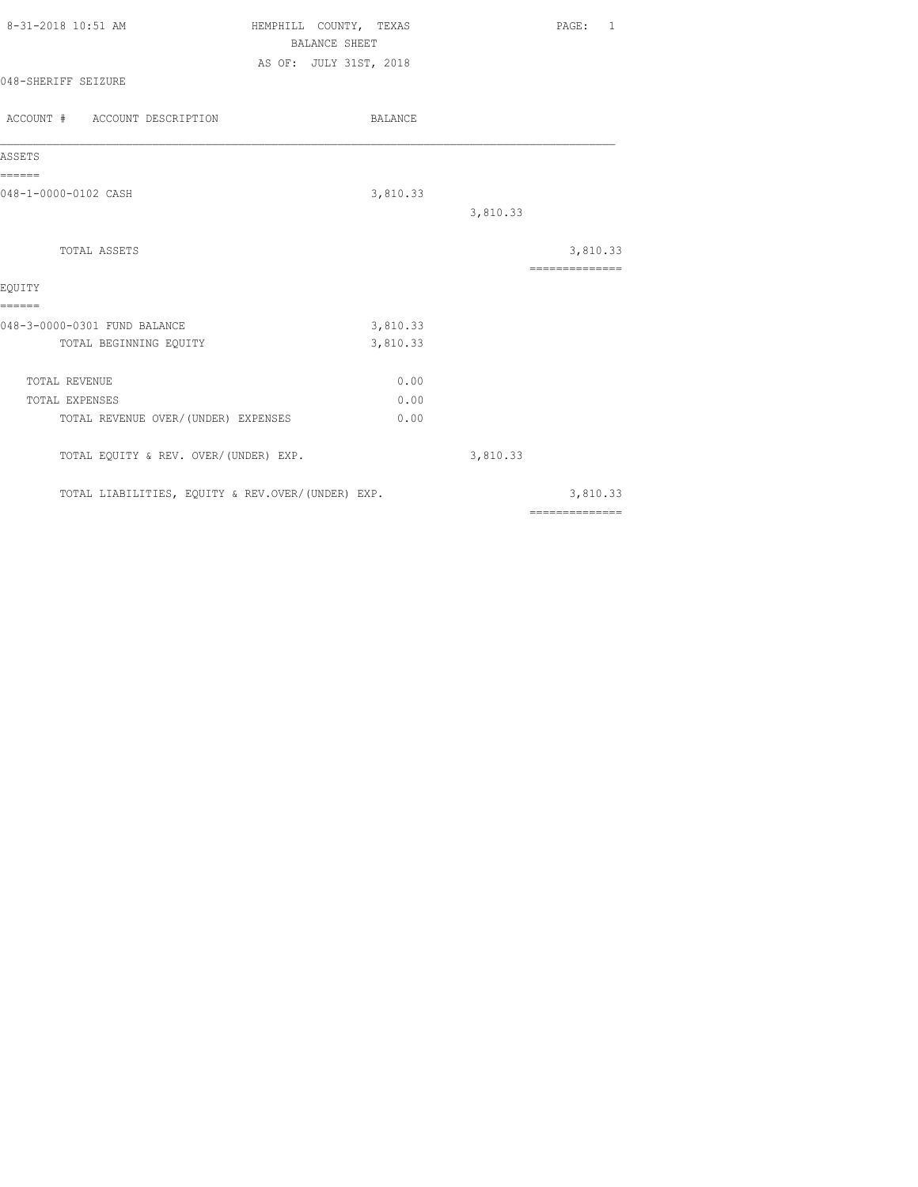8-31-2018 10:51 AM

# HEMPHILL COUNTY, TEXAS

## BALANCE SHEET

AS OF: JULY 31ST, 2018

048-SHERIFF SEIZURE

| ACCOUNT # ACCOUNT DESCRIPTION | BALANCE | | |
|---|---|---|---|
| **ASSETS** | | | |
| 048-1-0000-0102 CASH | 3,810.33 | | |
| | | 3,810.33 | |
| TOTAL ASSETS | | | 3,810.33 |
| **EQUITY** | | | |
| 048-3-0000-0301 FUND BALANCE | 3,810.33 | | |
| TOTAL BEGINNING EQUITY | 3,810.33 | | |
| TOTAL REVENUE | 0.00 | | |
| TOTAL EXPENSES | 0.00 | | |
| TOTAL REVENUE OVER/(UNDER) EXPENSES | 0.00 | | |
| TOTAL EQUITY & REV. OVER/(UNDER) EXP. | | 3,810.33 | |
| TOTAL LIABILITIES, EQUITY & REV.OVER/(UNDER) EXP. | | | 3,810.33 |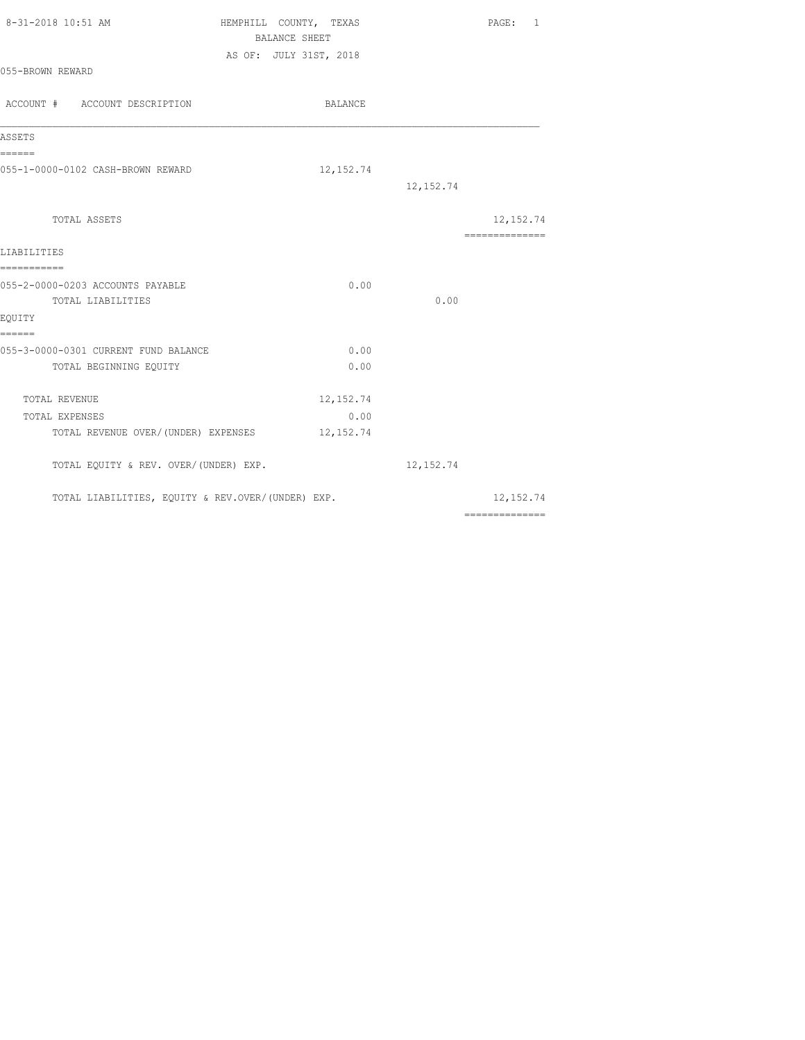HEMPHILL COUNTY, TEXAS
BALANCE SHEET
AS OF: JULY 31ST, 2018

8-31-2018 10:51 AM

055-BROWN REWARD

| ACCOUNT # ACCOUNT DESCRIPTION | BALANCE | | |
|---|---|---|---|
| **ASSETS** | | | |
| 055-1-0000-0102 CASH-BROWN REWARD | 12,152.74 | | |
| | | 12,152.74 | |
| TOTAL ASSETS | | | 12,152.74 |
| **LIABILITIES** | | | |
| 055-2-0000-0203 ACCOUNTS PAYABLE | 0.00 | | |
| TOTAL LIABILITIES | | 0.00 | |
| **EQUITY** | | | |
| 055-3-0000-0301 CURRENT FUND BALANCE | 0.00 | | |
| TOTAL BEGINNING EQUITY | 0.00 | | |
| TOTAL REVENUE | 12,152.74 | | |
| TOTAL EXPENSES | 0.00 | | |
| TOTAL REVENUE OVER/(UNDER) EXPENSES | 12,152.74 | | |
| TOTAL EQUITY & REV. OVER/(UNDER) EXP. | | 12,152.74 | |
| TOTAL LIABILITIES, EQUITY & REV.OVER/(UNDER) EXP. | | | 12,152.74 |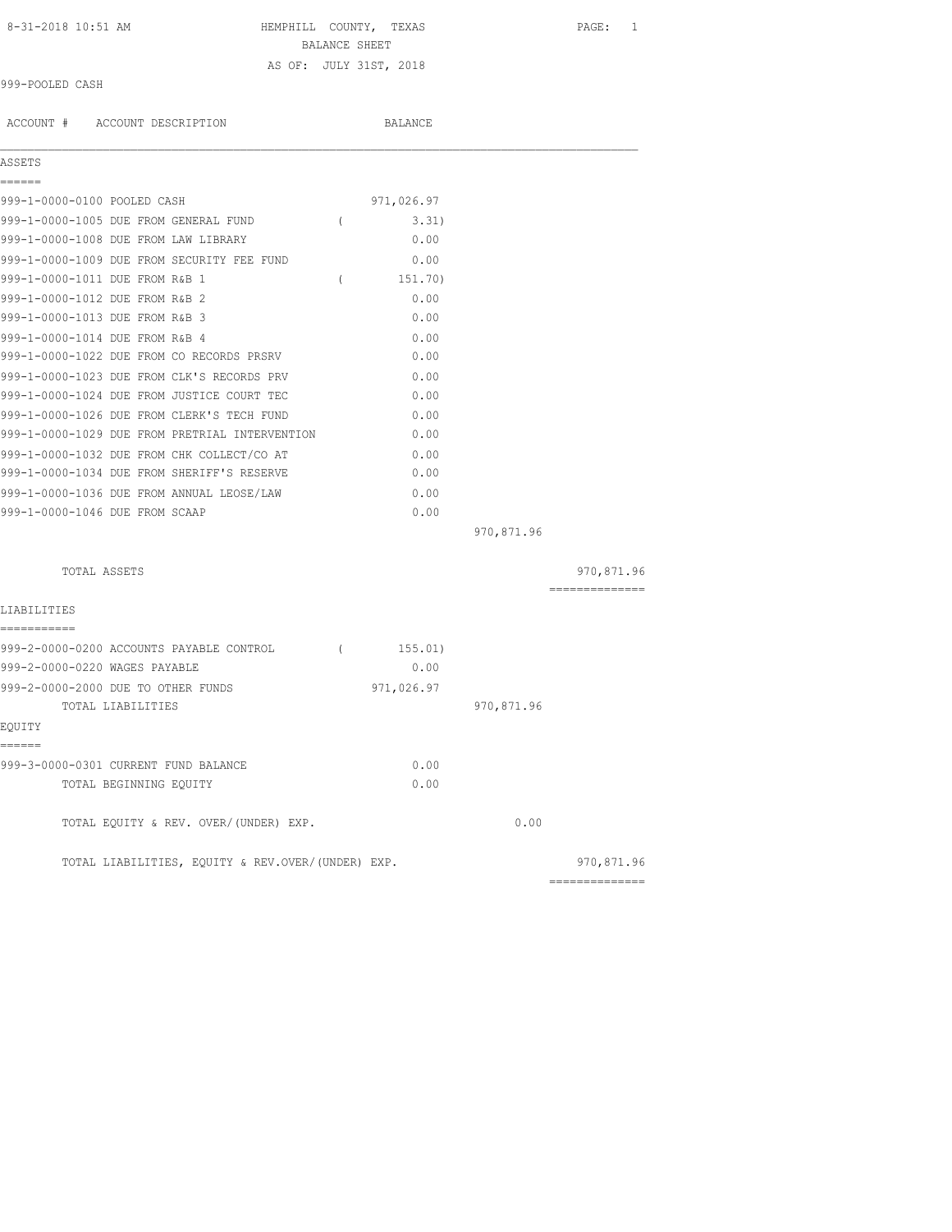8-31-2018 10:51 AM

# HEMPHILL COUNTY, TEXAS
## BALANCE SHEET
### AS OF: JULY 31ST, 2018

999-POOLED CASH

| ACCOUNT # ACCOUNT DESCRIPTION | BALANCE | | |
|---|---|---|---|
| **ASSETS** | | | |
| 999-1-0000-0100 POOLED CASH | 971,026.97 | | |
| 999-1-0000-1005 DUE FROM GENERAL FUND | ( 3.31) | | |
| 999-1-0000-1008 DUE FROM LAW LIBRARY | 0.00 | | |
| 999-1-0000-1009 DUE FROM SECURITY FEE FUND | 0.00 | | |
| 999-1-0000-1011 DUE FROM R&B 1 | ( 151.70) | | |
| 999-1-0000-1012 DUE FROM R&B 2 | 0.00 | | |
| 999-1-0000-1013 DUE FROM R&B 3 | 0.00 | | |
| 999-1-0000-1014 DUE FROM R&B 4 | 0.00 | | |
| 999-1-0000-1022 DUE FROM CO RECORDS PRSRV | 0.00 | | |
| 999-1-0000-1023 DUE FROM CLK'S RECORDS PRV | 0.00 | | |
| 999-1-0000-1024 DUE FROM JUSTICE COURT TEC | 0.00 | | |
| 999-1-0000-1026 DUE FROM CLERK'S TECH FUND | 0.00 | | |
| 999-1-0000-1029 DUE FROM PRETRIAL INTERVENTION | 0.00 | | |
| 999-1-0000-1032 DUE FROM CHK COLLECT/CO AT | 0.00 | | |
| 999-1-0000-1034 DUE FROM SHERIFF'S RESERVE | 0.00 | | |
| 999-1-0000-1036 DUE FROM ANNUAL LEOSE/LAW | 0.00 | | |
| 999-1-0000-1046 DUE FROM SCAAP | 0.00 | | |
| | | 970,871.96 | |
| TOTAL ASSETS | | | 970,871.96 |
| **LIABILITIES** | | | |
| 999-2-0000-0200 ACCOUNTS PAYABLE CONTROL | ( 155.01) | | |
| 999-2-0000-0220 WAGES PAYABLE | 0.00 | | |
| 999-2-0000-2000 DUE TO OTHER FUNDS | 971,026.97 | | |
| TOTAL LIABILITIES | | 970,871.96 | |
| **EQUITY** | | | |
| 999-3-0000-0301 CURRENT FUND BALANCE | 0.00 | | |
| TOTAL BEGINNING EQUITY | 0.00 | | |
| TOTAL EQUITY & REV. OVER/(UNDER) EXP. | | 0.00 | |
| TOTAL LIABILITIES, EQUITY & REV.OVER/(UNDER) EXP. | | | 970,871.96 |